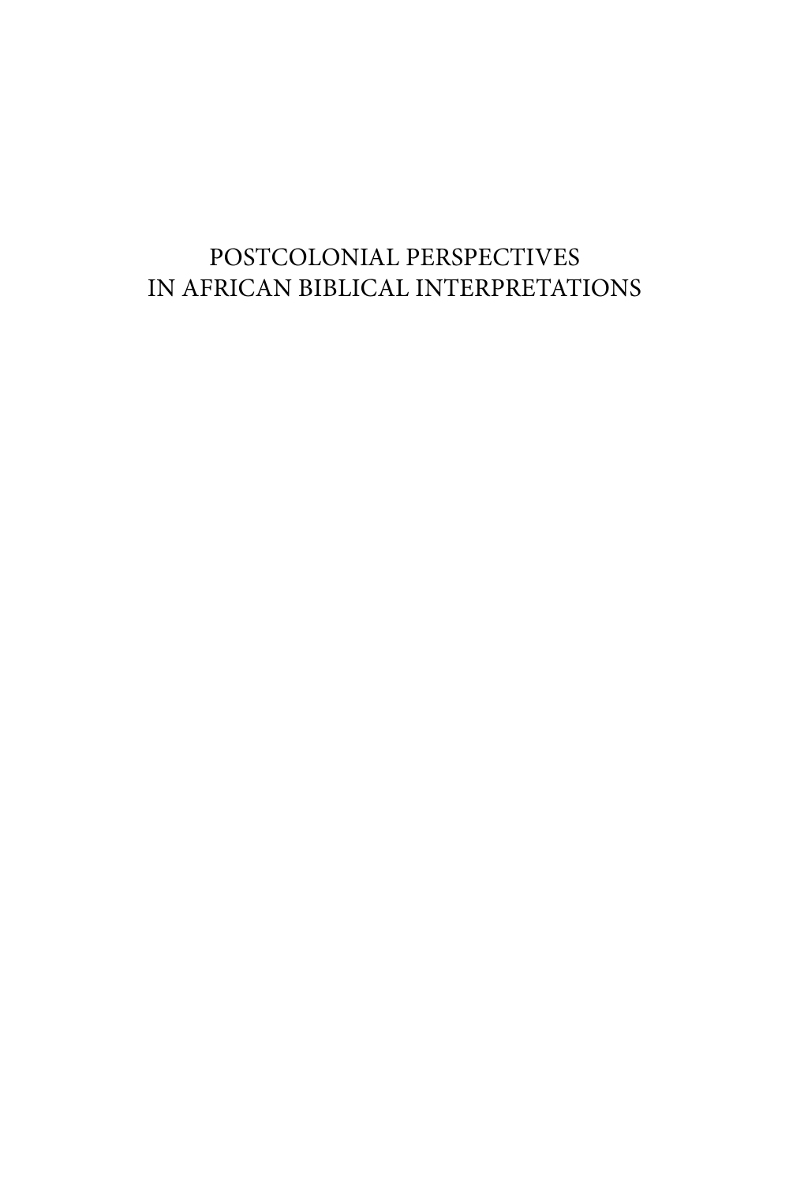# POSTCOLONIAL PERSPECTIVES IN AFRICAN BIBLICAL INTERPRETATIONS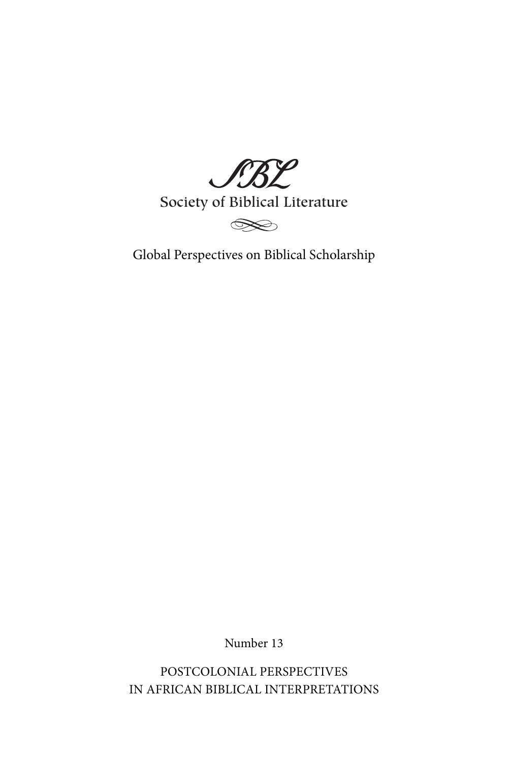SBL

Society of Biblical Literature

Global Perspectives on Biblical Scholarship

Number 13

POSTCOLONIAL PERSPECTIVES
IN AFRICAN BIBLICAL INTERPRETATIONS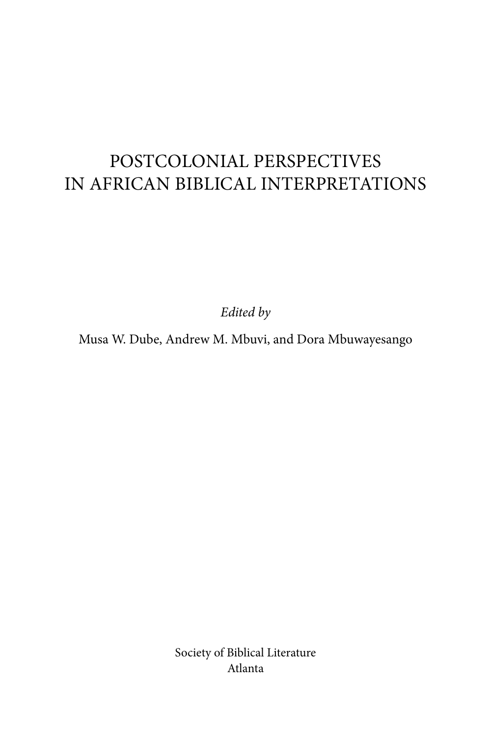# POSTCOLONIAL PERSPECTIVES IN AFRICAN BIBLICAL INTERPRETATIONS

*Edited by*

Musa W. Dube, Andrew M. Mbuvi, and Dora Mbuwayesango

Society of Biblical Literature
Atlanta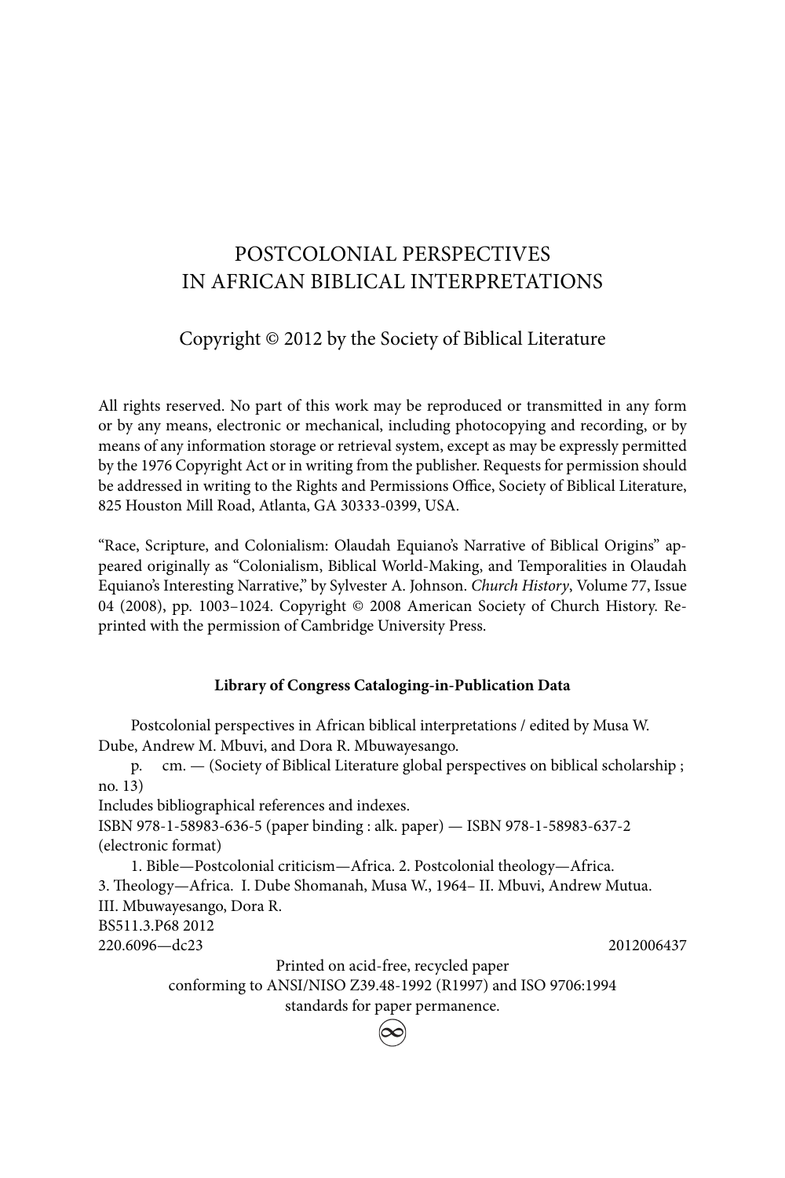# POSTCOLONIAL PERSPECTIVES IN AFRICAN BIBLICAL INTERPRETATIONS

Copyright © 2012 by the Society of Biblical Literature

All rights reserved. No part of this work may be reproduced or transmitted in any form or by any means, electronic or mechanical, including photocopying and recording, or by means of any information storage or retrieval system, except as may be expressly permitted by the 1976 Copyright Act or in writing from the publisher. Requests for permission should be addressed in writing to the Rights and Permissions Office, Society of Biblical Literature, 825 Houston Mill Road, Atlanta, GA 30333-0399, USA.

"Race, Scripture, and Colonialism: Olaudah Equiano's Narrative of Biblical Origins" appeared originally as "Colonialism, Biblical World-Making, and Temporalities in Olaudah Equiano's Interesting Narrative," by Sylvester A. Johnson. *Church History*, Volume 77, Issue 04 (2008), pp. 1003–1024. Copyright © 2008 American Society of Church History. Reprinted with the permission of Cambridge University Press.

**Library of Congress Cataloging-in-Publication Data**

Postcolonial perspectives in African biblical interpretations / edited by Musa W. Dube, Andrew M. Mbuvi, and Dora R. Mbuwayesango.

p. cm. — (Society of Biblical Literature global perspectives on biblical scholarship ; no. 13)

Includes bibliographical references and indexes.

ISBN 978-1-58983-636-5 (paper binding : alk. paper) — ISBN 978-1-58983-637-2 (electronic format)

1. Bible—Postcolonial criticism—Africa. 2. Postcolonial theology—Africa. 3. Theology—Africa. I. Dube Shomanah, Musa W., 1964– II. Mbuvi, Andrew Mutua. III. Mbuwayesango, Dora R.

BS511.3.P68 2012

220.6096—dc23 2012006437

Printed on acid-free, recycled paper conforming to ANSI/NISO Z39.48-1992 (R1997) and ISO 9706:1994 standards for paper permanence.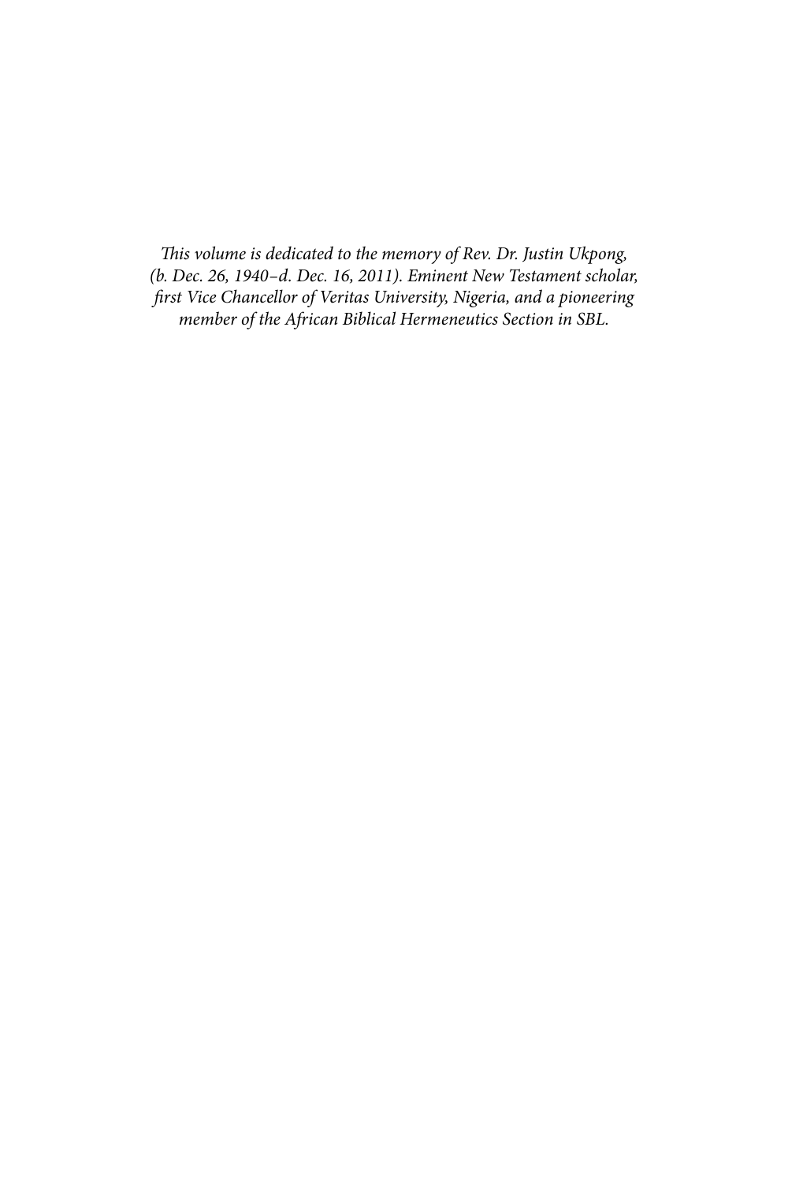*This volume is dedicated to the memory of Rev. Dr. Justin Ukpong, (b. Dec. 26, 1940–d. Dec. 16, 2011). Eminent New Testament scholar, first Vice Chancellor of Veritas University, Nigeria, and a pioneering member of the African Biblical Hermeneutics Section in SBL.*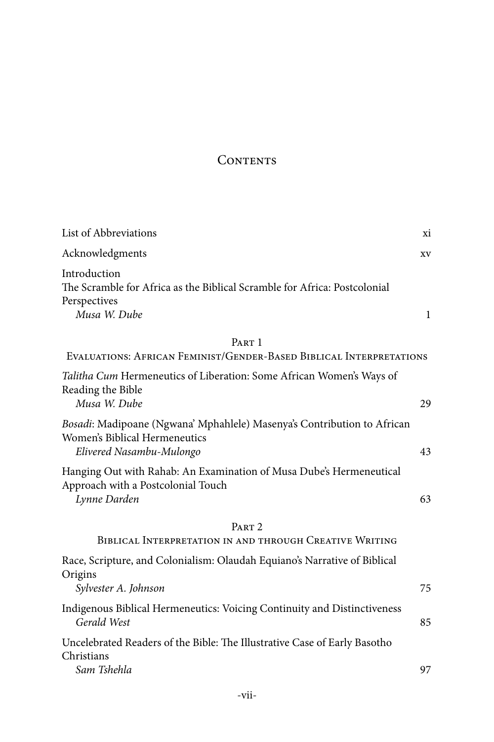# Contents

List of Abbreviations xi

Acknowledgments xv

Introduction
The Scramble for Africa as the Biblical Scramble for Africa: Postcolonial Perspectives
*Musa W. Dube* 1

## Part 1
## Evaluations: African Feminist/Gender-Based Biblical Interpretations

*Talitha Cum* Hermeneutics of Liberation: Some African Women's Ways of Reading the Bible
*Musa W. Dube* 29

*Bosadi*: Madipoane (Ngwana' Mphahlele) Masenya's Contribution to African Women's Biblical Hermeneutics
*Elivered Nasambu-Mulongo* 43

Hanging Out with Rahab: An Examination of Musa Dube's Hermeneutical Approach with a Postcolonial Touch
*Lynne Darden* 63

## Part 2
## Biblical Interpretation in and through Creative Writing

Race, Scripture, and Colonialism: Olaudah Equiano's Narrative of Biblical Origins
*Sylvester A. Johnson* 75

Indigenous Biblical Hermeneutics: Voicing Continuity and Distinctiveness
*Gerald West* 85

Uncelebrated Readers of the Bible: The Illustrative Case of Early Basotho Christians
*Sam Tshehla* 97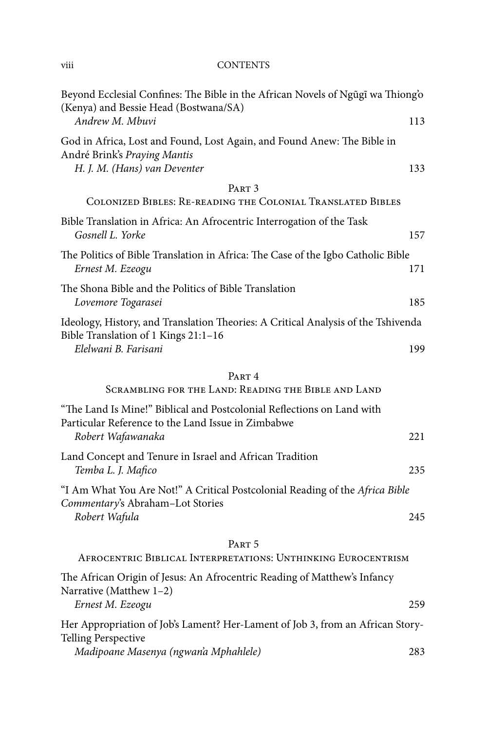Beyond Ecclesial Confines: The Bible in the African Novels of Ngũgĩ wa Thiong'o (Kenya) and Bessie Head (Bostwana/SA)
*Andrew M. Mbuvi* 113

God in Africa, Lost and Found, Lost Again, and Found Anew: The Bible in André Brink's *Praying Mantis*
*H. J. M. (Hans) van Deventer* 133

## Part 3
## Colonized Bibles: Re-reading the Colonial Translated Bibles

Bible Translation in Africa: An Afrocentric Interrogation of the Task
*Gosnell L. Yorke* 157

The Politics of Bible Translation in Africa: The Case of the Igbo Catholic Bible
*Ernest M. Ezeogu* 171

The Shona Bible and the Politics of Bible Translation
*Lovemore Togarasei* 185

Ideology, History, and Translation Theories: A Critical Analysis of the Tshivenda Bible Translation of 1 Kings 21:1–16
*Elelwani B. Farisani* 199

## Part 4
## Scrambling for the Land: Reading the Bible and Land

"The Land Is Mine!" Biblical and Postcolonial Reflections on Land with Particular Reference to the Land Issue in Zimbabwe
*Robert Wafawanaka* 221

Land Concept and Tenure in Israel and African Tradition
*Temba L. J. Mafico* 235

"I Am What You Are Not!" A Critical Postcolonial Reading of the *Africa Bible Commentary*'s Abraham–Lot Stories
*Robert Wafula* 245

## Part 5
## Afrocentric Biblical Interpretations: Unthinking Eurocentrism

The African Origin of Jesus: An Afrocentric Reading of Matthew's Infancy Narrative (Matthew 1–2)
*Ernest M. Ezeogu* 259

Her Appropriation of Job's Lament? Her-Lament of Job 3, from an African Story-Telling Perspective
*Madipoane Masenya (ngwan'a Mphahlele)* 283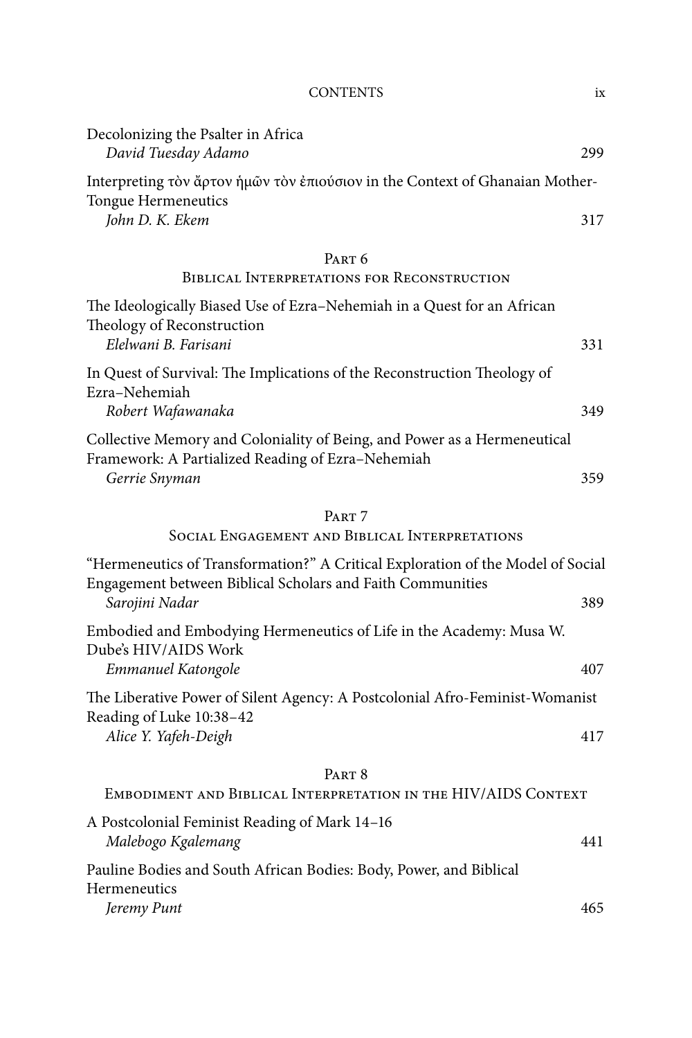Decolonizing the Psalter in Africa
*David Tuesday Adamo* 299

Interpreting τὸν ἄρτον ἡμῶν τὸν ἐπιούσιον in the Context of Ghanaian Mother-Tongue Hermeneutics
*John D. K. Ekem* 317

## Part 6
## Biblical Interpretations for Reconstruction

The Ideologically Biased Use of Ezra–Nehemiah in a Quest for an African Theology of Reconstruction
*Elelwani B. Farisani* 331

In Quest of Survival: The Implications of the Reconstruction Theology of Ezra–Nehemiah
*Robert Wafawanaka* 349

Collective Memory and Coloniality of Being, and Power as a Hermeneutical Framework: A Partialized Reading of Ezra–Nehemiah
*Gerrie Snyman* 359

## Part 7
## Social Engagement and Biblical Interpretations

"Hermeneutics of Transformation?" A Critical Exploration of the Model of Social Engagement between Biblical Scholars and Faith Communities
*Sarojini Nadar* 389

Embodied and Embodying Hermeneutics of Life in the Academy: Musa W. Dube's HIV/AIDS Work
*Emmanuel Katongole* 407

The Liberative Power of Silent Agency: A Postcolonial Afro-Feminist-Womanist Reading of Luke 10:38–42
*Alice Y. Yafeh-Deigh* 417

## Part 8
## Embodiment and Biblical Interpretation in the HIV/AIDS Context

A Postcolonial Feminist Reading of Mark 14–16
*Malebogo Kgalemang* 441

Pauline Bodies and South African Bodies: Body, Power, and Biblical Hermeneutics
*Jeremy Punt* 465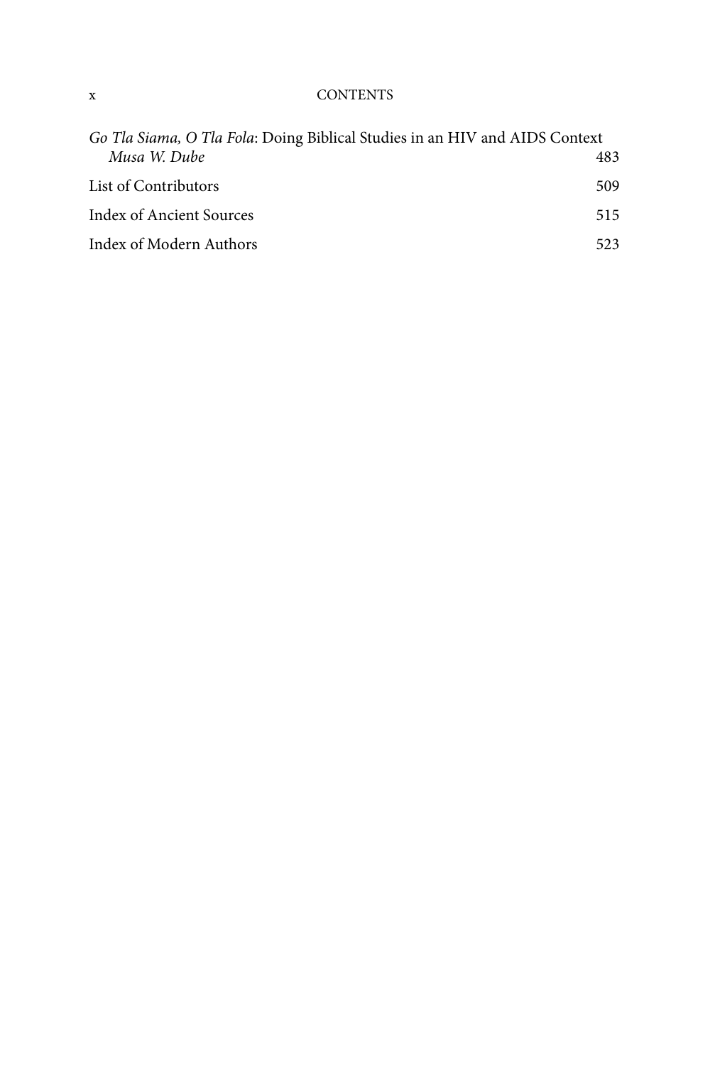*Go Tla Siama, O Tla Fola*: Doing Biblical Studies in an HIV and AIDS Context
*Musa W. Dube* 483

List of Contributors 509

Index of Ancient Sources 515

Index of Modern Authors 523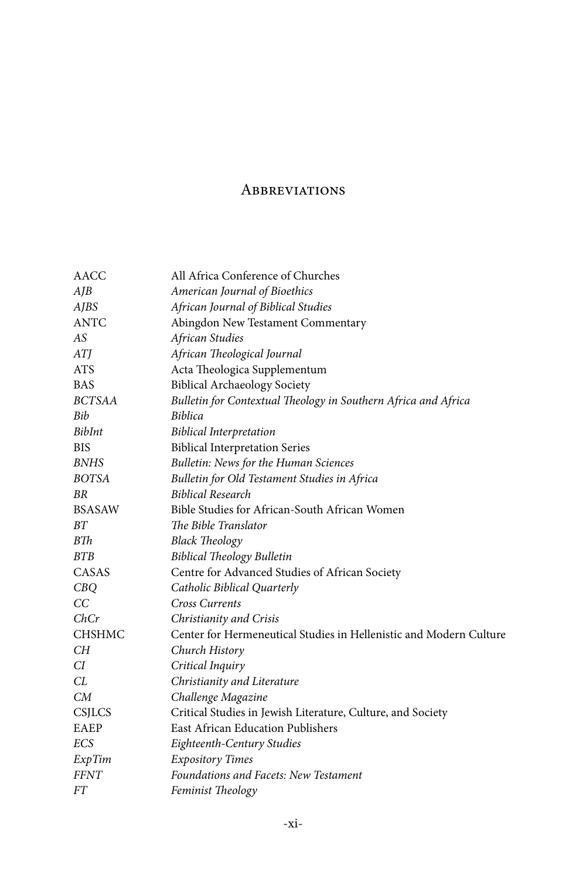# Abbreviations

| | |
|---|---|
| AACC | All Africa Conference of Churches |
| *AJB* | *American Journal of Bioethics* |
| *AJBS* | *African Journal of Biblical Studies* |
| ANTC | Abingdon New Testament Commentary |
| *AS* | *African Studies* |
| *ATJ* | *African Theological Journal* |
| ATS | Acta Theologica Supplementum |
| BAS | Biblical Archaeology Society |
| *BCTSAA* | *Bulletin for Contextual Theology in Southern Africa and Africa* |
| *Bib* | *Biblica* |
| *BibInt* | *Biblical Interpretation* |
| BIS | Biblical Interpretation Series |
| *BNHS* | *Bulletin: News for the Human Sciences* |
| *BOTSA* | *Bulletin for Old Testament Studies in Africa* |
| *BR* | *Biblical Research* |
| BSASAW | Bible Studies for African-South African Women |
| *BT* | *The Bible Translator* |
| *BTh* | *Black Theology* |
| *BTB* | *Biblical Theology Bulletin* |
| CASAS | Centre for Advanced Studies of African Society |
| *CBQ* | *Catholic Biblical Quarterly* |
| *CC* | *Cross Currents* |
| *ChCr* | *Christianity and Crisis* |
| CHSHMC | Center for Hermeneutical Studies in Hellenistic and Modern Culture |
| *CH* | *Church History* |
| *CI* | *Critical Inquiry* |
| *CL* | *Christianity and Literature* |
| *CM* | *Challenge Magazine* |
| CSJLCS | Critical Studies in Jewish Literature, Culture, and Society |
| EAEP | East African Education Publishers |
| *ECS* | *Eighteenth-Century Studies* |
| *ExpTim* | *Expository Times* |
| *FFNT* | *Foundations and Facets: New Testament* |
| *FT* | *Feminist Theology* |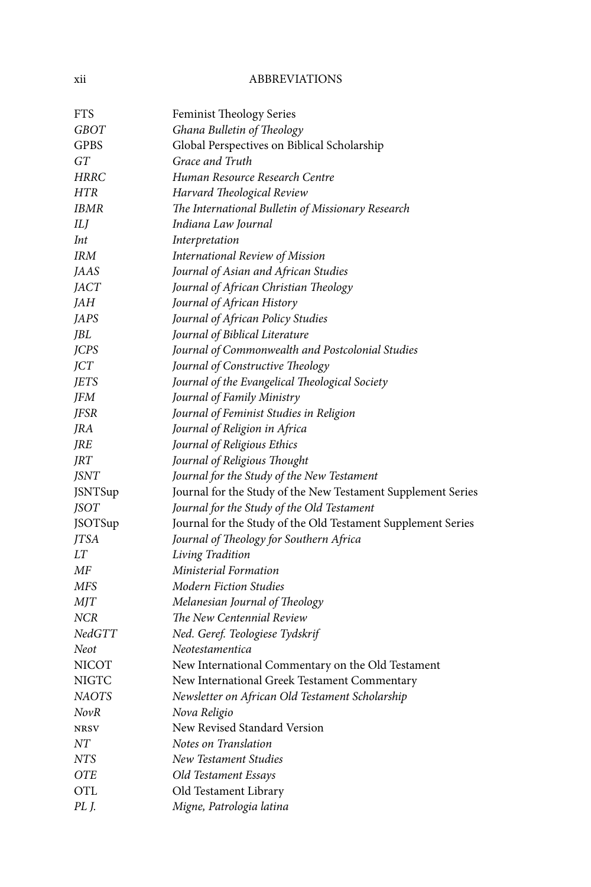| | |
|---|---|
| FTS | Feminist Theology Series |
| *GBOT* | *Ghana Bulletin of Theology* |
| GPBS | Global Perspectives on Biblical Scholarship |
| *GT* | *Grace and Truth* |
| *HRRC* | *Human Resource Research Centre* |
| *HTR* | *Harvard Theological Review* |
| *IBMR* | *The International Bulletin of Missionary Research* |
| *ILJ* | *Indiana Law Journal* |
| *Int* | *Interpretation* |
| *IRM* | *International Review of Mission* |
| *JAAS* | *Journal of Asian and African Studies* |
| *JACT* | *Journal of African Christian Theology* |
| *JAH* | *Journal of African History* |
| *JAPS* | *Journal of African Policy Studies* |
| *JBL* | *Journal of Biblical Literature* |
| *JCPS* | *Journal of Commonwealth and Postcolonial Studies* |
| *JCT* | *Journal of Constructive Theology* |
| *JETS* | *Journal of the Evangelical Theological Society* |
| *JFM* | *Journal of Family Ministry* |
| *JFSR* | *Journal of Feminist Studies in Religion* |
| *JRA* | *Journal of Religion in Africa* |
| *JRE* | *Journal of Religious Ethics* |
| *JRT* | *Journal of Religious Thought* |
| *JSNT* | *Journal for the Study of the New Testament* |
| JSNTSup | Journal for the Study of the New Testament Supplement Series |
| *JSOT* | *Journal for the Study of the Old Testament* |
| JSOTSup | Journal for the Study of the Old Testament Supplement Series |
| *JTSA* | *Journal of Theology for Southern Africa* |
| *LT* | *Living Tradition* |
| *MF* | *Ministerial Formation* |
| *MFS* | *Modern Fiction Studies* |
| *MJT* | *Melanesian Journal of Theology* |
| *NCR* | *The New Centennial Review* |
| *NedGTT* | *Ned. Geref. Teologiese Tydskrif* |
| *Neot* | *Neotestamentica* |
| NICOT | New International Commentary on the Old Testament |
| NIGTC | New International Greek Testament Commentary |
| *NAOTS* | *Newsletter on African Old Testament Scholarship* |
| *NovR* | *Nova Religio* |
| NRSV | New Revised Standard Version |
| *NT* | *Notes on Translation* |
| *NTS* | *New Testament Studies* |
| *OTE* | *Old Testament Essays* |
| OTL | Old Testament Library |
| *PL J.* | *Migne, Patrologia latina* |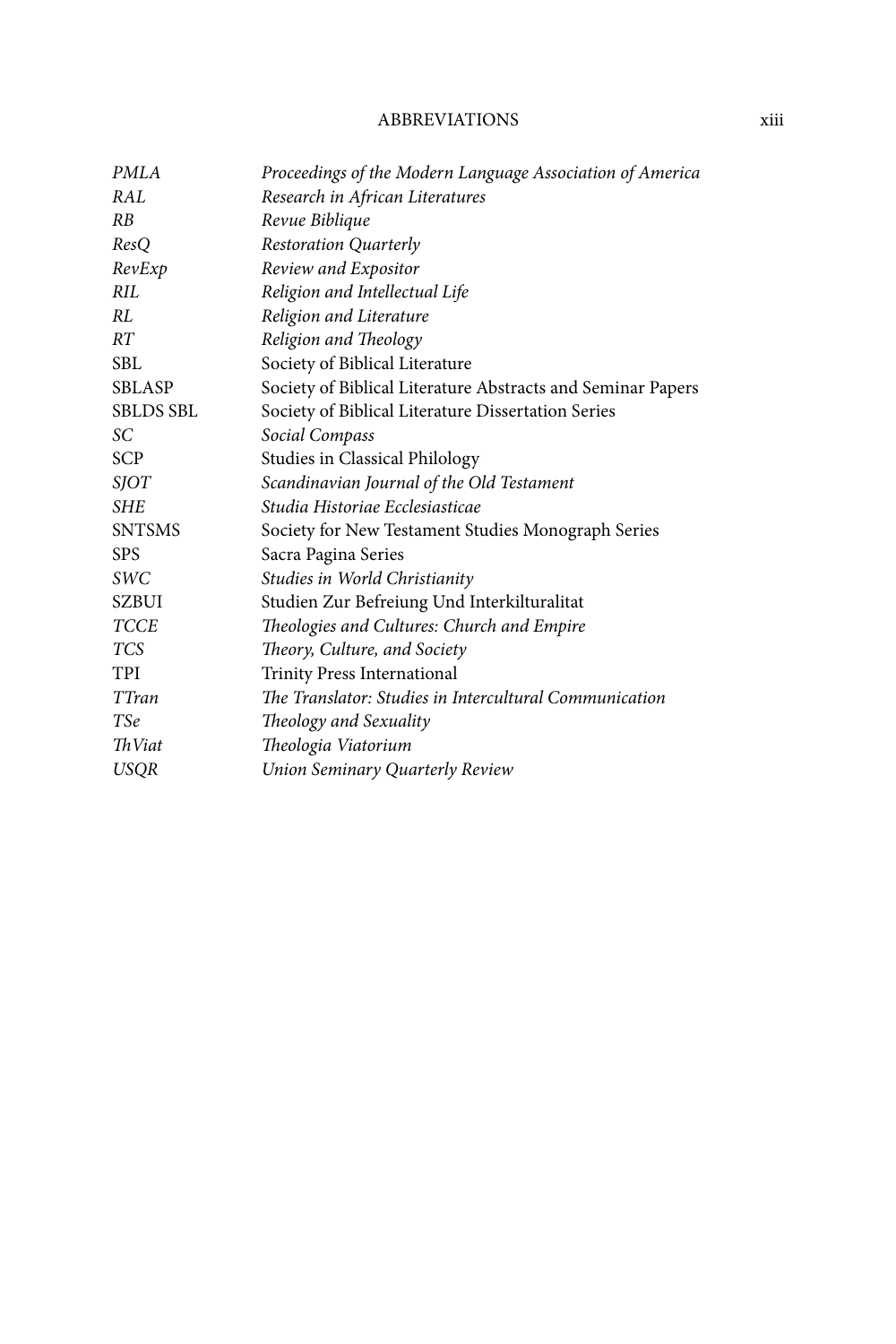| | |
|---|---|
| *PMLA* | *Proceedings of the Modern Language Association of America* |
| *RAL* | *Research in African Literatures* |
| *RB* | *Revue Biblique* |
| *ResQ* | *Restoration Quarterly* |
| *RevExp* | *Review and Expositor* |
| *RIL* | *Religion and Intellectual Life* |
| *RL* | *Religion and Literature* |
| *RT* | *Religion and Theology* |
| SBL | Society of Biblical Literature |
| SBLASP | Society of Biblical Literature Abstracts and Seminar Papers |
| SBLDS SBL | Society of Biblical Literature Dissertation Series |
| *SC* | *Social Compass* |
| SCP | Studies in Classical Philology |
| *SJOT* | *Scandinavian Journal of the Old Testament* |
| *SHE* | *Studia Historiae Ecclesiasticae* |
| SNTSMS | Society for New Testament Studies Monograph Series |
| SPS | Sacra Pagina Series |
| *SWC* | *Studies in World Christianity* |
| SZBUI | Studien Zur Befreiung Und Interkilturalitat |
| *TCCE* | *Theologies and Cultures: Church and Empire* |
| *TCS* | *Theory, Culture, and Society* |
| TPI | Trinity Press International |
| *TTran* | *The Translator: Studies in Intercultural Communication* |
| *TSe* | *Theology and Sexuality* |
| *ThViat* | *Theologia Viatorium* |
| *USQR* | *Union Seminary Quarterly Review* |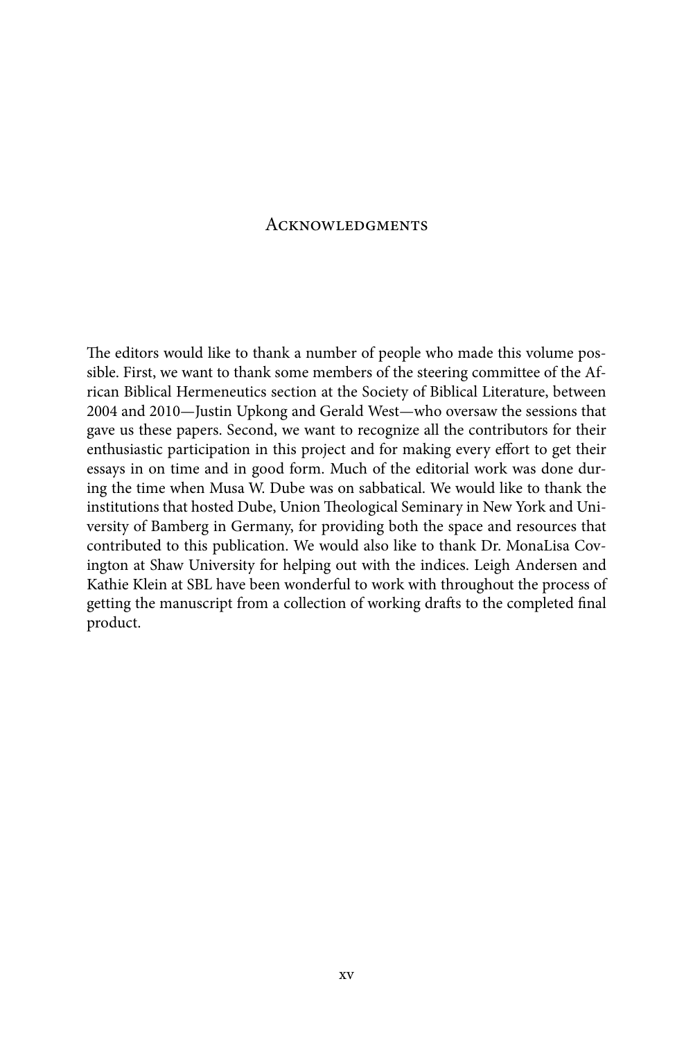# Acknowledgments

The editors would like to thank a number of people who made this volume possible. First, we want to thank some members of the steering committee of the African Biblical Hermeneutics section at the Society of Biblical Literature, between 2004 and 2010—Justin Upkong and Gerald West—who oversaw the sessions that gave us these papers. Second, we want to recognize all the contributors for their enthusiastic participation in this project and for making every effort to get their essays in on time and in good form. Much of the editorial work was done during the time when Musa W. Dube was on sabbatical. We would like to thank the institutions that hosted Dube, Union Theological Seminary in New York and University of Bamberg in Germany, for providing both the space and resources that contributed to this publication. We would also like to thank Dr. MonaLisa Covington at Shaw University for helping out with the indices. Leigh Andersen and Kathie Klein at SBL have been wonderful to work with throughout the process of getting the manuscript from a collection of working drafts to the completed final product.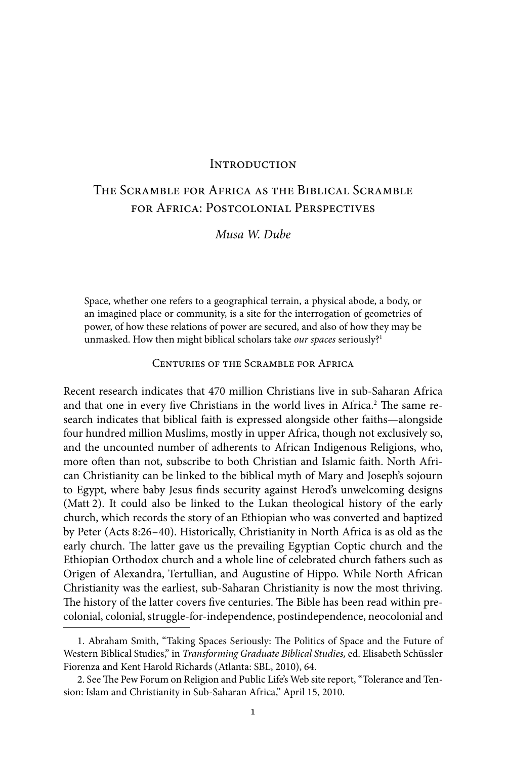# Introduction

# The Scramble for Africa as the Biblical Scramble for Africa: Postcolonial Perspectives

*Musa W. Dube*

> Space, whether one refers to a geographical terrain, a physical abode, a body, or an imagined place or community, is a site for the interrogation of geometries of power, of how these relations of power are secured, and also of how they may be unmasked. How then might biblical scholars take *our spaces* seriously?[1]

## Centuries of the Scramble for Africa

Recent research indicates that 470 million Christians live in sub-Saharan Africa and that one in every five Christians in the world lives in Africa.[2] The same research indicates that biblical faith is expressed alongside other faiths—alongside four hundred million Muslims, mostly in upper Africa, though not exclusively so, and the uncounted number of adherents to African Indigenous Religions, who, more often than not, subscribe to both Christian and Islamic faith. North African Christianity can be linked to the biblical myth of Mary and Joseph's sojourn to Egypt, where baby Jesus finds security against Herod's unwelcoming designs (Matt 2). It could also be linked to the Lukan theological history of the early church, which records the story of an Ethiopian who was converted and baptized by Peter (Acts 8:26–40). Historically, Christianity in North Africa is as old as the early church. The latter gave us the prevailing Egyptian Coptic church and the Ethiopian Orthodox church and a whole line of celebrated church fathers such as Origen of Alexandra, Tertullian, and Augustine of Hippo. While North African Christianity was the earliest, sub-Saharan Christianity is now the most thriving. The history of the latter covers five centuries. The Bible has been read within precolonial, colonial, struggle-for-independence, postindependence, neocolonial and

---

1. Abraham Smith, "Taking Spaces Seriously: The Politics of Space and the Future of Western Biblical Studies," in *Transforming Graduate Biblical Studies,* ed. Elisabeth Schüssler Fiorenza and Kent Harold Richards (Atlanta: SBL, 2010), 64.

2. See The Pew Forum on Religion and Public Life's Web site report, "Tolerance and Tension: Islam and Christianity in Sub-Saharan Africa," April 15, 2010.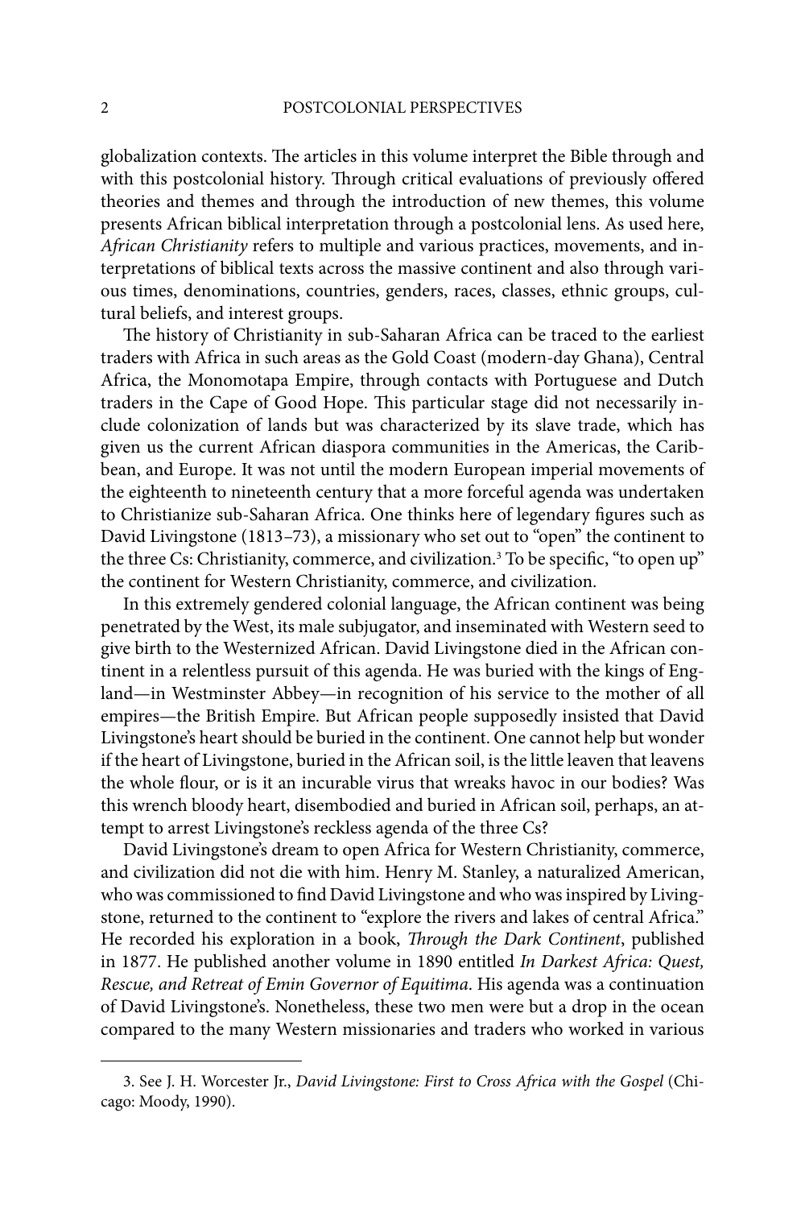globalization contexts. The articles in this volume interpret the Bible through and with this postcolonial history. Through critical evaluations of previously offered theories and themes and through the introduction of new themes, this volume presents African biblical interpretation through a postcolonial lens. As used here, *African Christianity* refers to multiple and various practices, movements, and interpretations of biblical texts across the massive continent and also through various times, denominations, countries, genders, races, classes, ethnic groups, cultural beliefs, and interest groups.

The history of Christianity in sub-Saharan Africa can be traced to the earliest traders with Africa in such areas as the Gold Coast (modern-day Ghana), Central Africa, the Monomotapa Empire, through contacts with Portuguese and Dutch traders in the Cape of Good Hope. This particular stage did not necessarily include colonization of lands but was characterized by its slave trade, which has given us the current African diaspora communities in the Americas, the Caribbean, and Europe. It was not until the modern European imperial movements of the eighteenth to nineteenth century that a more forceful agenda was undertaken to Christianize sub-Saharan Africa. One thinks here of legendary figures such as David Livingstone (1813–73), a missionary who set out to "open" the continent to the three Cs: Christianity, commerce, and civilization.[3] To be specific, "to open up" the continent for Western Christianity, commerce, and civilization.

In this extremely gendered colonial language, the African continent was being penetrated by the West, its male subjugator, and inseminated with Western seed to give birth to the Westernized African. David Livingstone died in the African continent in a relentless pursuit of this agenda. He was buried with the kings of England—in Westminster Abbey—in recognition of his service to the mother of all empires—the British Empire. But African people supposedly insisted that David Livingstone's heart should be buried in the continent. One cannot help but wonder if the heart of Livingstone, buried in the African soil, is the little leaven that leavens the whole flour, or is it an incurable virus that wreaks havoc in our bodies? Was this wrench bloody heart, disembodied and buried in African soil, perhaps, an attempt to arrest Livingstone's reckless agenda of the three Cs?

David Livingstone's dream to open Africa for Western Christianity, commerce, and civilization did not die with him. Henry M. Stanley, a naturalized American, who was commissioned to find David Livingstone and who was inspired by Livingstone, returned to the continent to "explore the rivers and lakes of central Africa." He recorded his exploration in a book, *Through the Dark Continent*, published in 1877. He published another volume in 1890 entitled *In Darkest Africa: Quest, Rescue, and Retreat of Emin Governor of Equitima*. His agenda was a continuation of David Livingstone's. Nonetheless, these two men were but a drop in the ocean compared to the many Western missionaries and traders who worked in various

3. See J. H. Worcester Jr., *David Livingstone: First to Cross Africa with the Gospel* (Chicago: Moody, 1990).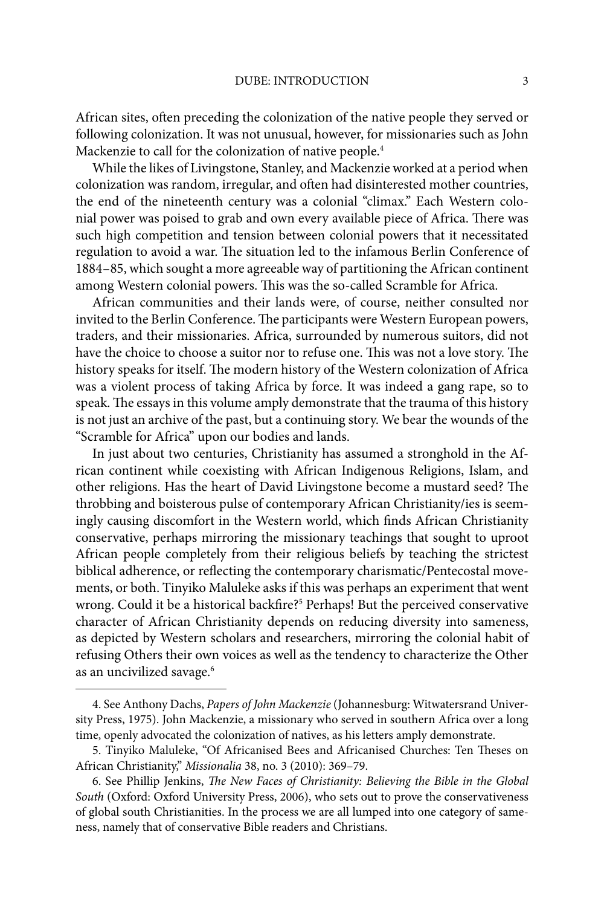African sites, often preceding the colonization of the native people they served or following colonization. It was not unusual, however, for missionaries such as John Mackenzie to call for the colonization of native people.[4]

While the likes of Livingstone, Stanley, and Mackenzie worked at a period when colonization was random, irregular, and often had disinterested mother countries, the end of the nineteenth century was a colonial "climax." Each Western colonial power was poised to grab and own every available piece of Africa. There was such high competition and tension between colonial powers that it necessitated regulation to avoid a war. The situation led to the infamous Berlin Conference of 1884–85, which sought a more agreeable way of partitioning the African continent among Western colonial powers. This was the so-called Scramble for Africa.

African communities and their lands were, of course, neither consulted nor invited to the Berlin Conference. The participants were Western European powers, traders, and their missionaries. Africa, surrounded by numerous suitors, did not have the choice to choose a suitor nor to refuse one. This was not a love story. The history speaks for itself. The modern history of the Western colonization of Africa was a violent process of taking Africa by force. It was indeed a gang rape, so to speak. The essays in this volume amply demonstrate that the trauma of this history is not just an archive of the past, but a continuing story. We bear the wounds of the "Scramble for Africa" upon our bodies and lands.

In just about two centuries, Christianity has assumed a stronghold in the African continent while coexisting with African Indigenous Religions, Islam, and other religions. Has the heart of David Livingstone become a mustard seed? The throbbing and boisterous pulse of contemporary African Christianity/ies is seemingly causing discomfort in the Western world, which finds African Christianity conservative, perhaps mirroring the missionary teachings that sought to uproot African people completely from their religious beliefs by teaching the strictest biblical adherence, or reflecting the contemporary charismatic/Pentecostal movements, or both. Tinyiko Maluleke asks if this was perhaps an experiment that went wrong. Could it be a historical backfire?[5] Perhaps! But the perceived conservative character of African Christianity depends on reducing diversity into sameness, as depicted by Western scholars and researchers, mirroring the colonial habit of refusing Others their own voices as well as the tendency to characterize the Other as an uncivilized savage.[6]

---

4. See Anthony Dachs, *Papers of John Mackenzie* (Johannesburg: Witwatersrand University Press, 1975). John Mackenzie, a missionary who served in southern Africa over a long time, openly advocated the colonization of natives, as his letters amply demonstrate.

5. Tinyiko Maluleke, "Of Africanised Bees and Africanised Churches: Ten Theses on African Christianity," *Missionalia* 38, no. 3 (2010): 369–79.

6. See Phillip Jenkins, *The New Faces of Christianity: Believing the Bible in the Global South* (Oxford: Oxford University Press, 2006), who sets out to prove the conservativeness of global south Christianities. In the process we are all lumped into one category of sameness, namely that of conservative Bible readers and Christians.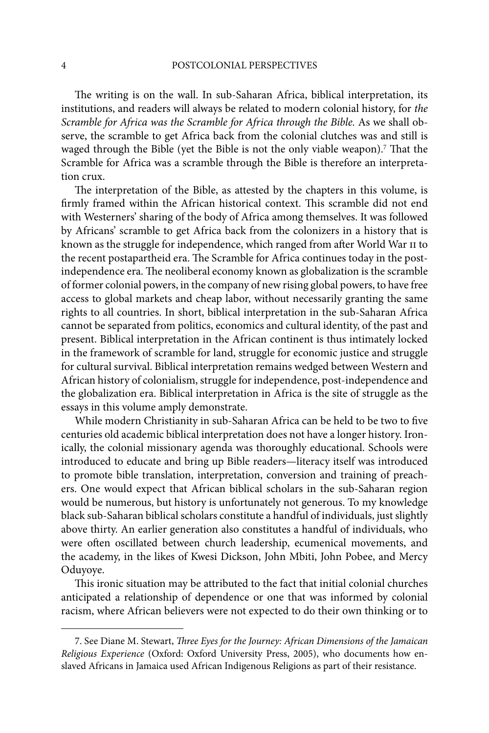The writing is on the wall. In sub-Saharan Africa, biblical interpretation, its institutions, and readers will always be related to modern colonial history, for *the Scramble for Africa was the Scramble for Africa through the Bible.* As we shall observe, the scramble to get Africa back from the colonial clutches was and still is waged through the Bible (yet the Bible is not the only viable weapon).[7] That the Scramble for Africa was a scramble through the Bible is therefore an interpretation crux.

The interpretation of the Bible, as attested by the chapters in this volume, is firmly framed within the African historical context. This scramble did not end with Westerners' sharing of the body of Africa among themselves. It was followed by Africans' scramble to get Africa back from the colonizers in a history that is known as the struggle for independence, which ranged from after World War II to the recent postapartheid era. The Scramble for Africa continues today in the post-independence era. The neoliberal economy known as globalization is the scramble of former colonial powers, in the company of new rising global powers, to have free access to global markets and cheap labor, without necessarily granting the same rights to all countries. In short, biblical interpretation in the sub-Saharan Africa cannot be separated from politics, economics and cultural identity, of the past and present. Biblical interpretation in the African continent is thus intimately locked in the framework of scramble for land, struggle for economic justice and struggle for cultural survival. Biblical interpretation remains wedged between Western and African history of colonialism, struggle for independence, post-independence and the globalization era. Biblical interpretation in Africa is the site of struggle as the essays in this volume amply demonstrate.

While modern Christianity in sub-Saharan Africa can be held to be two to five centuries old academic biblical interpretation does not have a longer history. Ironically, the colonial missionary agenda was thoroughly educational. Schools were introduced to educate and bring up Bible readers—literacy itself was introduced to promote bible translation, interpretation, conversion and training of preachers. One would expect that African biblical scholars in the sub-Saharan region would be numerous, but history is unfortunately not generous. To my knowledge black sub-Saharan biblical scholars constitute a handful of individuals, just slightly above thirty. An earlier generation also constitutes a handful of individuals, who were often oscillated between church leadership, ecumenical movements, and the academy, in the likes of Kwesi Dickson, John Mbiti, John Pobee, and Mercy Oduyoye.

This ironic situation may be attributed to the fact that initial colonial churches anticipated a relationship of dependence or one that was informed by colonial racism, where African believers were not expected to do their own thinking or to

---

7. See Diane M. Stewart, *Three Eyes for the Journey: African Dimensions of the Jamaican Religious Experience* (Oxford: Oxford University Press, 2005), who documents how enslaved Africans in Jamaica used African Indigenous Religions as part of their resistance.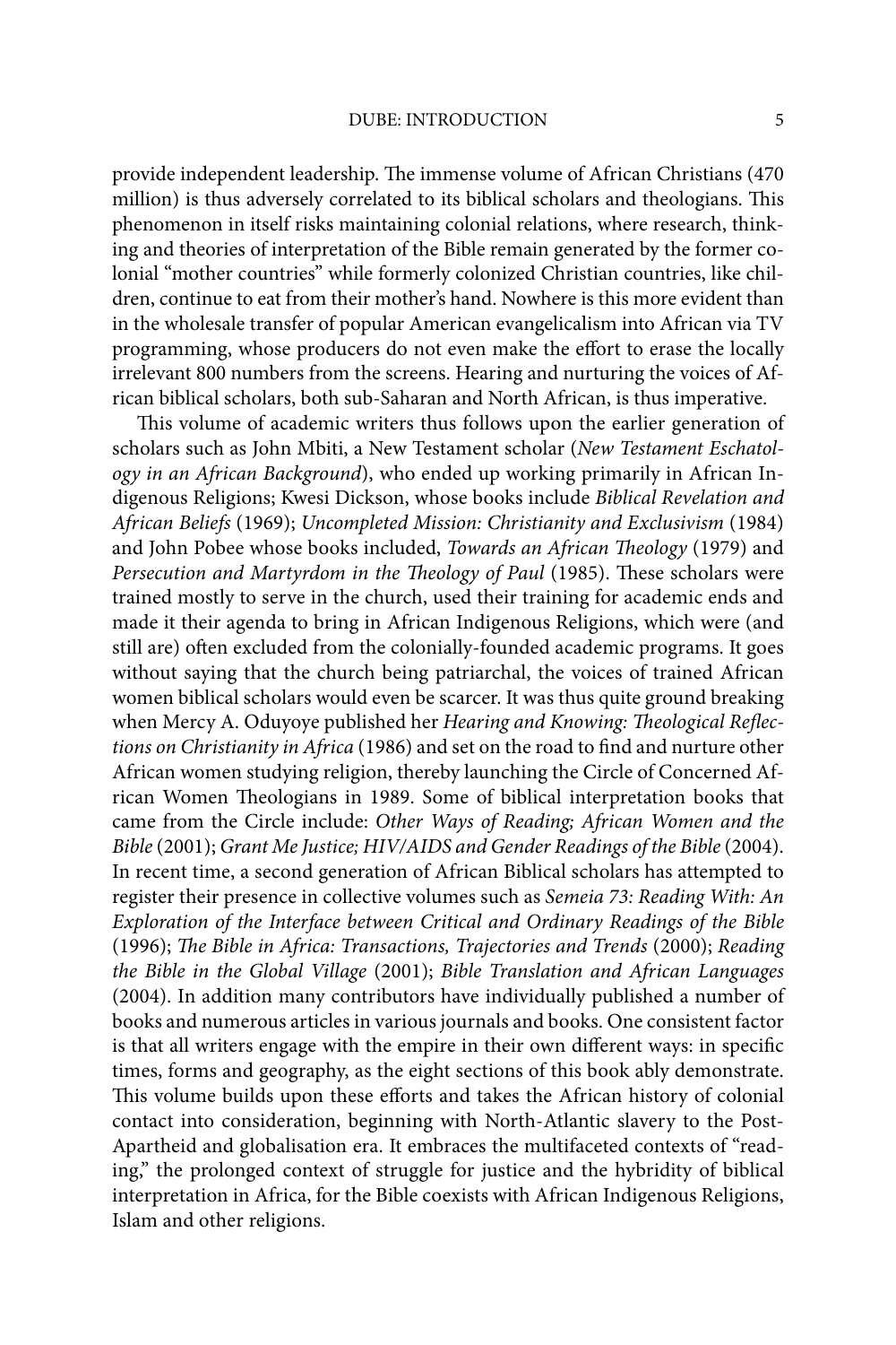provide independent leadership. The immense volume of African Christians (470 million) is thus adversely correlated to its biblical scholars and theologians. This phenomenon in itself risks maintaining colonial relations, where research, thinking and theories of interpretation of the Bible remain generated by the former colonial "mother countries" while formerly colonized Christian countries, like children, continue to eat from their mother's hand. Nowhere is this more evident than in the wholesale transfer of popular American evangelicalism into African via TV programming, whose producers do not even make the effort to erase the locally irrelevant 800 numbers from the screens. Hearing and nurturing the voices of African biblical scholars, both sub-Saharan and North African, is thus imperative.

This volume of academic writers thus follows upon the earlier generation of scholars such as John Mbiti, a New Testament scholar (*New Testament Eschatology in an African Background*), who ended up working primarily in African Indigenous Religions; Kwesi Dickson, whose books include *Biblical Revelation and African Beliefs* (1969); *Uncompleted Mission: Christianity and Exclusivism* (1984) and John Pobee whose books included, *Towards an African Theology* (1979) and *Persecution and Martyrdom in the Theology of Paul* (1985). These scholars were trained mostly to serve in the church, used their training for academic ends and made it their agenda to bring in African Indigenous Religions, which were (and still are) often excluded from the colonially-founded academic programs. It goes without saying that the church being patriarchal, the voices of trained African women biblical scholars would even be scarcer. It was thus quite ground breaking when Mercy A. Oduyoye published her *Hearing and Knowing: Theological Reflections on Christianity in Africa* (1986) and set on the road to find and nurture other African women studying religion, thereby launching the Circle of Concerned African Women Theologians in 1989. Some of biblical interpretation books that came from the Circle include: *Other Ways of Reading; African Women and the Bible* (2001); *Grant Me Justice; HIV/AIDS and Gender Readings of the Bible* (2004). In recent time, a second generation of African Biblical scholars has attempted to register their presence in collective volumes such as *Semeia 73: Reading With: An Exploration of the Interface between Critical and Ordinary Readings of the Bible* (1996); *The Bible in Africa: Transactions, Trajectories and Trends* (2000); *Reading the Bible in the Global Village* (2001); *Bible Translation and African Languages* (2004). In addition many contributors have individually published a number of books and numerous articles in various journals and books. One consistent factor is that all writers engage with the empire in their own different ways: in specific times, forms and geography, as the eight sections of this book ably demonstrate. This volume builds upon these efforts and takes the African history of colonial contact into consideration, beginning with North-Atlantic slavery to the Post-Apartheid and globalisation era. It embraces the multifaceted contexts of "reading," the prolonged context of struggle for justice and the hybridity of biblical interpretation in Africa, for the Bible coexists with African Indigenous Religions, Islam and other religions.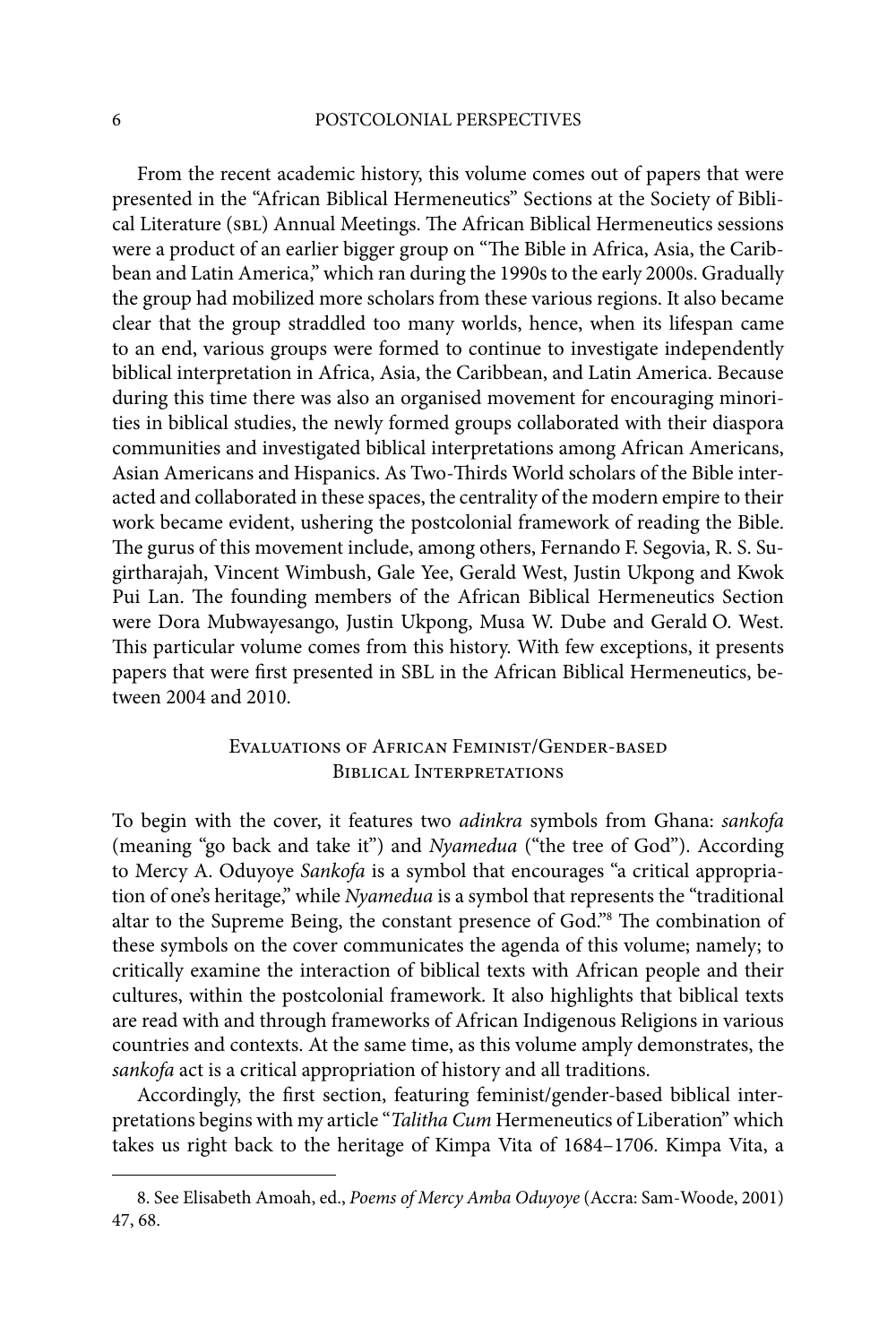From the recent academic history, this volume comes out of papers that were presented in the "African Biblical Hermeneutics" Sections at the Society of Biblical Literature (SBL) Annual Meetings. The African Biblical Hermeneutics sessions were a product of an earlier bigger group on "The Bible in Africa, Asia, the Caribbean and Latin America," which ran during the 1990s to the early 2000s. Gradually the group had mobilized more scholars from these various regions. It also became clear that the group straddled too many worlds, hence, when its lifespan came to an end, various groups were formed to continue to investigate independently biblical interpretation in Africa, Asia, the Caribbean, and Latin America. Because during this time there was also an organised movement for encouraging minorities in biblical studies, the newly formed groups collaborated with their diaspora communities and investigated biblical interpretations among African Americans, Asian Americans and Hispanics. As Two-Thirds World scholars of the Bible interacted and collaborated in these spaces, the centrality of the modern empire to their work became evident, ushering the postcolonial framework of reading the Bible. The gurus of this movement include, among others, Fernando F. Segovia, R. S. Sugirtharajah, Vincent Wimbush, Gale Yee, Gerald West, Justin Ukpong and Kwok Pui Lan. The founding members of the African Biblical Hermeneutics Section were Dora Mubwayesango, Justin Ukpong, Musa W. Dube and Gerald O. West. This particular volume comes from this history. With few exceptions, it presents papers that were first presented in SBL in the African Biblical Hermeneutics, between 2004 and 2010.

## Evaluations of African Feminist/Gender-based Biblical Interpretations

To begin with the cover, it features two *adinkra* symbols from Ghana: *sankofa* (meaning "go back and take it") and *Nyamedua* ("the tree of God"). According to Mercy A. Oduyoye *Sankofa* is a symbol that encourages "a critical appropriation of one's heritage," while *Nyamedua* is a symbol that represents the "traditional altar to the Supreme Being, the constant presence of God."[8] The combination of these symbols on the cover communicates the agenda of this volume; namely; to critically examine the interaction of biblical texts with African people and their cultures, within the postcolonial framework. It also highlights that biblical texts are read with and through frameworks of African Indigenous Religions in various countries and contexts. At the same time, as this volume amply demonstrates, the *sankofa* act is a critical appropriation of history and all traditions.

Accordingly, the first section, featuring feminist/gender-based biblical interpretations begins with my article "*Talitha Cum* Hermeneutics of Liberation" which takes us right back to the heritage of Kimpa Vita of 1684–1706. Kimpa Vita, a

8. See Elisabeth Amoah, ed., *Poems of Mercy Amba Oduyoye* (Accra: Sam-Woode, 2001) 47, 68.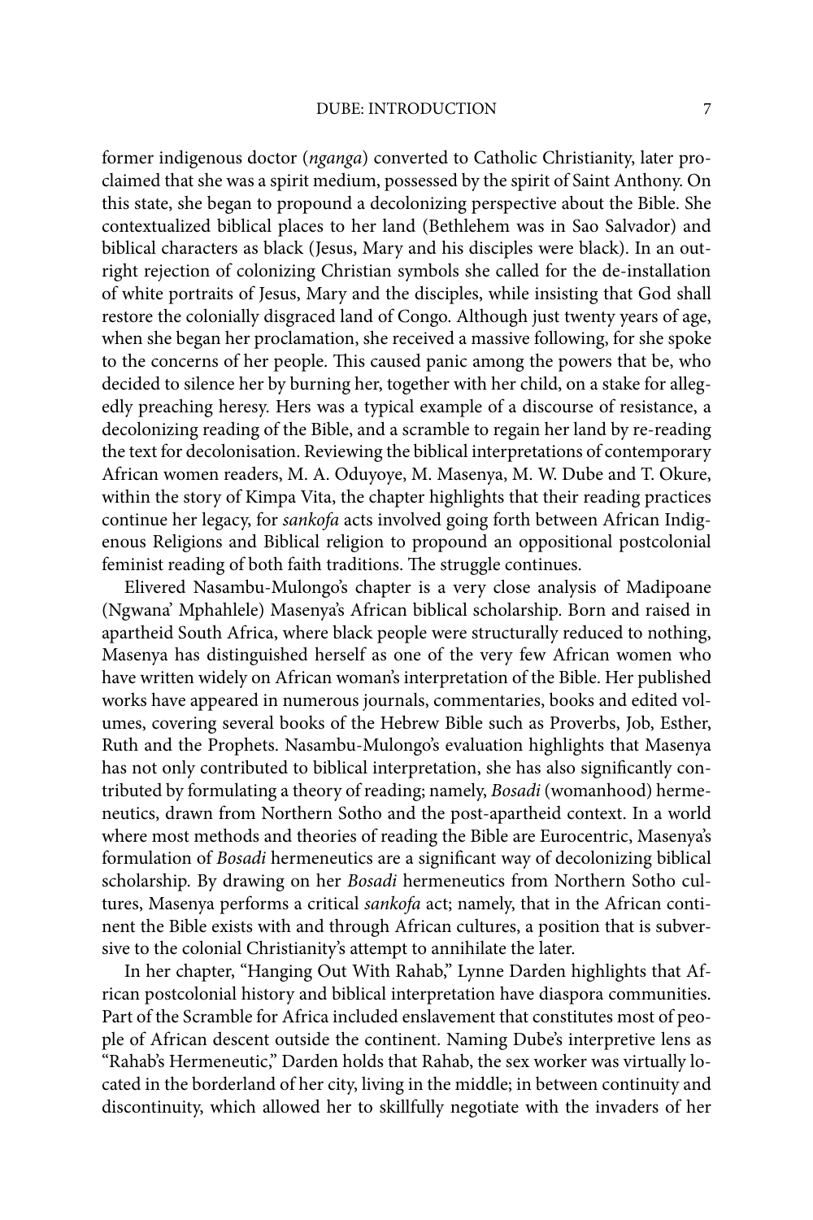former indigenous doctor (*nganga*) converted to Catholic Christianity, later proclaimed that she was a spirit medium, possessed by the spirit of Saint Anthony. On this state, she began to propound a decolonizing perspective about the Bible. She contextualized biblical places to her land (Bethlehem was in Sao Salvador) and biblical characters as black (Jesus, Mary and his disciples were black). In an outright rejection of colonizing Christian symbols she called for the de-installation of white portraits of Jesus, Mary and the disciples, while insisting that God shall restore the colonially disgraced land of Congo. Although just twenty years of age, when she began her proclamation, she received a massive following, for she spoke to the concerns of her people. This caused panic among the powers that be, who decided to silence her by burning her, together with her child, on a stake for allegedly preaching heresy. Hers was a typical example of a discourse of resistance, a decolonizing reading of the Bible, and a scramble to regain her land by re-reading the text for decolonisation. Reviewing the biblical interpretations of contemporary African women readers, M. A. Oduyoye, M. Masenya, M. W. Dube and T. Okure, within the story of Kimpa Vita, the chapter highlights that their reading practices continue her legacy, for *sankofa* acts involved going forth between African Indigenous Religions and Biblical religion to propound an oppositional postcolonial feminist reading of both faith traditions. The struggle continues.

Elivered Nasambu-Mulongo's chapter is a very close analysis of Madipoane (Ngwana' Mphahlele) Masenya's African biblical scholarship. Born and raised in apartheid South Africa, where black people were structurally reduced to nothing, Masenya has distinguished herself as one of the very few African women who have written widely on African woman's interpretation of the Bible. Her published works have appeared in numerous journals, commentaries, books and edited volumes, covering several books of the Hebrew Bible such as Proverbs, Job, Esther, Ruth and the Prophets. Nasambu-Mulongo's evaluation highlights that Masenya has not only contributed to biblical interpretation, she has also significantly contributed by formulating a theory of reading; namely, *Bosadi* (womanhood) hermeneutics, drawn from Northern Sotho and the post-apartheid context. In a world where most methods and theories of reading the Bible are Eurocentric, Masenya's formulation of *Bosadi* hermeneutics are a significant way of decolonizing biblical scholarship. By drawing on her *Bosadi* hermeneutics from Northern Sotho cultures, Masenya performs a critical *sankofa* act; namely, that in the African continent the Bible exists with and through African cultures, a position that is subversive to the colonial Christianity's attempt to annihilate the later.

In her chapter, "Hanging Out With Rahab," Lynne Darden highlights that African postcolonial history and biblical interpretation have diaspora communities. Part of the Scramble for Africa included enslavement that constitutes most of people of African descent outside the continent. Naming Dube's interpretive lens as "Rahab's Hermeneutic," Darden holds that Rahab, the sex worker was virtually located in the borderland of her city, living in the middle; in between continuity and discontinuity, which allowed her to skillfully negotiate with the invaders of her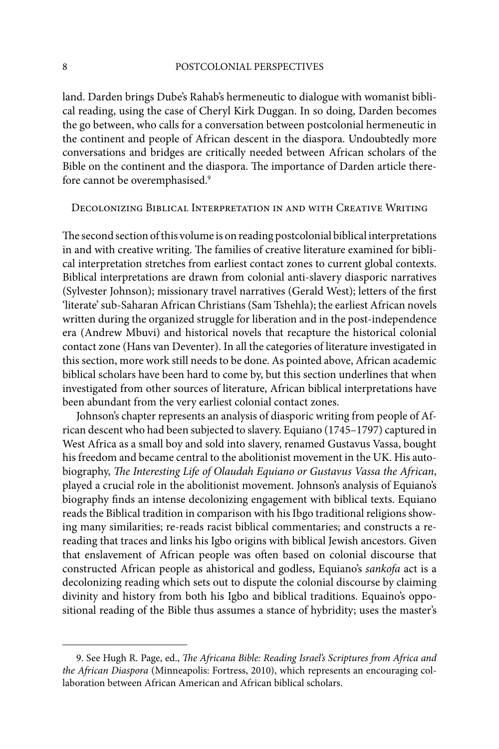land. Darden brings Dube's Rahab's hermeneutic to dialogue with womanist biblical reading, using the case of Cheryl Kirk Duggan. In so doing, Darden becomes the go between, who calls for a conversation between postcolonial hermeneutic in the continent and people of African descent in the diaspora. Undoubtedly more conversations and bridges are critically needed between African scholars of the Bible on the continent and the diaspora. The importance of Darden article therefore cannot be overemphasised.[9]

## Decolonizing Biblical Interpretation in and with Creative Writing

The second section of this volume is on reading postcolonial biblical interpretations in and with creative writing. The families of creative literature examined for biblical interpretation stretches from earliest contact zones to current global contexts. Biblical interpretations are drawn from colonial anti-slavery diasporic narratives (Sylvester Johnson); missionary travel narratives (Gerald West); letters of the first 'literate' sub-Saharan African Christians (Sam Tshehla); the earliest African novels written during the organized struggle for liberation and in the post-independence era (Andrew Mbuvi) and historical novels that recapture the historical colonial contact zone (Hans van Deventer). In all the categories of literature investigated in this section, more work still needs to be done. As pointed above, African academic biblical scholars have been hard to come by, but this section underlines that when investigated from other sources of literature, African biblical interpretations have been abundant from the very earliest colonial contact zones.

Johnson's chapter represents an analysis of diasporic writing from people of African descent who had been subjected to slavery. Equiano (1745–1797) captured in West Africa as a small boy and sold into slavery, renamed Gustavus Vassa, bought his freedom and became central to the abolitionist movement in the UK. His autobiography, *The Interesting Life of Olaudah Equiano or Gustavus Vassa the African*, played a crucial role in the abolitionist movement. Johnson's analysis of Equiano's biography finds an intense decolonizing engagement with biblical texts. Equiano reads the Biblical tradition in comparison with his Ibgo traditional religions showing many similarities; re-reads racist biblical commentaries; and constructs a re-reading that traces and links his Igbo origins with biblical Jewish ancestors. Given that enslavement of African people was often based on colonial discourse that constructed African people as ahistorical and godless, Equiano's *sankofa* act is a decolonizing reading which sets out to dispute the colonial discourse by claiming divinity and history from both his Igbo and biblical traditions. Equaino's oppositional reading of the Bible thus assumes a stance of hybridity; uses the master's

9. See Hugh R. Page, ed., *The Africana Bible: Reading Israel's Scriptures from Africa and the African Diaspora* (Minneapolis: Fortress, 2010), which represents an encouraging collaboration between African American and African biblical scholars.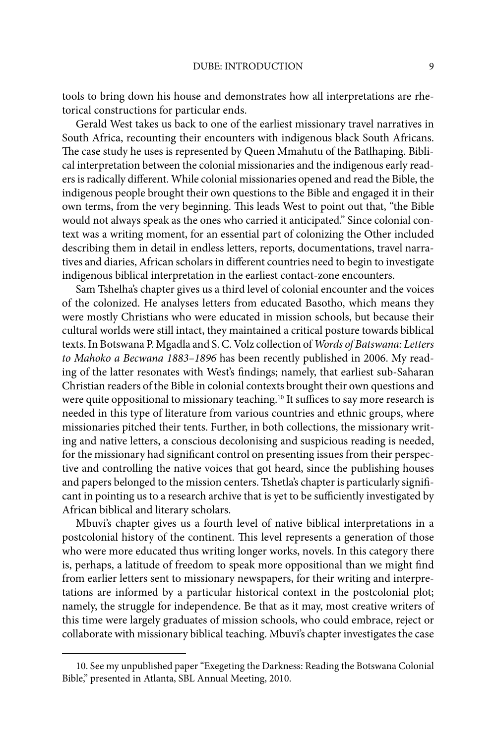tools to bring down his house and demonstrates how all interpretations are rhetorical constructions for particular ends.

Gerald West takes us back to one of the earliest missionary travel narratives in South Africa, recounting their encounters with indigenous black South Africans. The case study he uses is represented by Queen Mmahutu of the Batlhaping. Biblical interpretation between the colonial missionaries and the indigenous early readers is radically different. While colonial missionaries opened and read the Bible, the indigenous people brought their own questions to the Bible and engaged it in their own terms, from the very beginning. This leads West to point out that, "the Bible would not always speak as the ones who carried it anticipated." Since colonial context was a writing moment, for an essential part of colonizing the Other included describing them in detail in endless letters, reports, documentations, travel narratives and diaries, African scholars in different countries need to begin to investigate indigenous biblical interpretation in the earliest contact-zone encounters.

Sam Tshelha's chapter gives us a third level of colonial encounter and the voices of the colonized. He analyses letters from educated Basotho, which means they were mostly Christians who were educated in mission schools, but because their cultural worlds were still intact, they maintained a critical posture towards biblical texts. In Botswana P. Mgadla and S. C. Volz collection of *Words of Batswana: Letters to Mahoko a Becwana 1883–1896* has been recently published in 2006. My reading of the latter resonates with West's findings; namely, that earliest sub-Saharan Christian readers of the Bible in colonial contexts brought their own questions and were quite oppositional to missionary teaching.[10] It suffices to say more research is needed in this type of literature from various countries and ethnic groups, where missionaries pitched their tents. Further, in both collections, the missionary writing and native letters, a conscious decolonising and suspicious reading is needed, for the missionary had significant control on presenting issues from their perspective and controlling the native voices that got heard, since the publishing houses and papers belonged to the mission centers. Tshetla's chapter is particularly significant in pointing us to a research archive that is yet to be sufficiently investigated by African biblical and literary scholars.

Mbuvi's chapter gives us a fourth level of native biblical interpretations in a postcolonial history of the continent. This level represents a generation of those who were more educated thus writing longer works, novels. In this category there is, perhaps, a latitude of freedom to speak more oppositional than we might find from earlier letters sent to missionary newspapers, for their writing and interpretations are informed by a particular historical context in the postcolonial plot; namely, the struggle for independence. Be that as it may, most creative writers of this time were largely graduates of mission schools, who could embrace, reject or collaborate with missionary biblical teaching. Mbuvi's chapter investigates the case

10. See my unpublished paper "Exegeting the Darkness: Reading the Botswana Colonial Bible," presented in Atlanta, SBL Annual Meeting, 2010.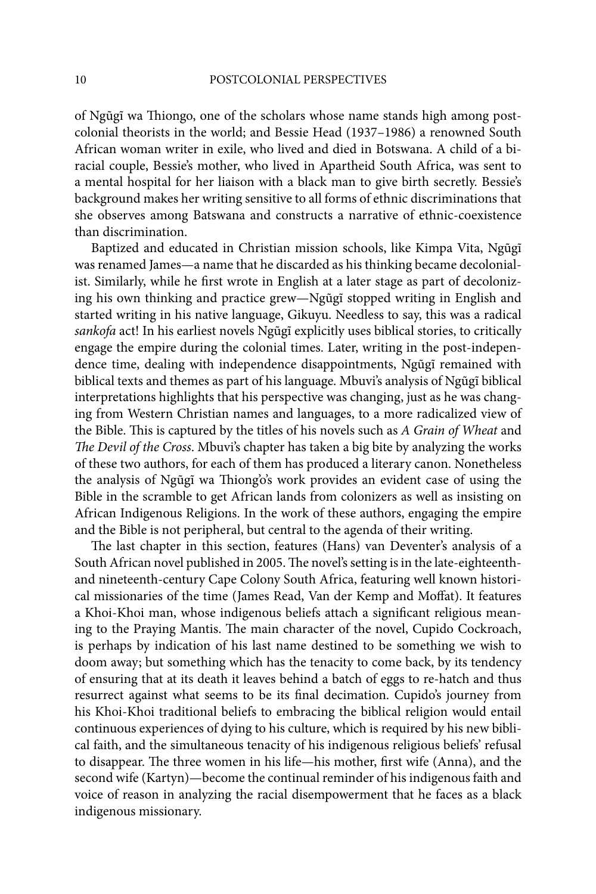of Ngũgĩ wa Thiongo, one of the scholars whose name stands high among postcolonial theorists in the world; and Bessie Head (1937–1986) a renowned South African woman writer in exile, who lived and died in Botswana. A child of a biracial couple, Bessie's mother, who lived in Apartheid South Africa, was sent to a mental hospital for her liaison with a black man to give birth secretly. Bessie's background makes her writing sensitive to all forms of ethnic discriminations that she observes among Batswana and constructs a narrative of ethnic-coexistence than discrimination.

Baptized and educated in Christian mission schools, like Kimpa Vita, Ngũgĩ was renamed James—a name that he discarded as his thinking became decolonialist. Similarly, while he first wrote in English at a later stage as part of decolonizing his own thinking and practice grew—Ngũgĩ stopped writing in English and started writing in his native language, Gikuyu. Needless to say, this was a radical *sankofa* act! In his earliest novels Ngũgĩ explicitly uses biblical stories, to critically engage the empire during the colonial times. Later, writing in the post-independence time, dealing with independence disappointments, Ngũgĩ remained with biblical texts and themes as part of his language. Mbuvi's analysis of Ngũgĩ biblical interpretations highlights that his perspective was changing, just as he was changing from Western Christian names and languages, to a more radicalized view of the Bible. This is captured by the titles of his novels such as *A Grain of Wheat* and *The Devil of the Cross*. Mbuvi's chapter has taken a big bite by analyzing the works of these two authors, for each of them has produced a literary canon. Nonetheless the analysis of Ngũgĩ wa Thiong'o's work provides an evident case of using the Bible in the scramble to get African lands from colonizers as well as insisting on African Indigenous Religions. In the work of these authors, engaging the empire and the Bible is not peripheral, but central to the agenda of their writing.

The last chapter in this section, features (Hans) van Deventer's analysis of a South African novel published in 2005. The novel's setting is in the late-eighteenth- and nineteenth-century Cape Colony South Africa, featuring well known historical missionaries of the time (James Read, Van der Kemp and Moffat). It features a Khoi-Khoi man, whose indigenous beliefs attach a significant religious meaning to the Praying Mantis. The main character of the novel, Cupido Cockroach, is perhaps by indication of his last name destined to be something we wish to doom away; but something which has the tenacity to come back, by its tendency of ensuring that at its death it leaves behind a batch of eggs to re-hatch and thus resurrect against what seems to be its final decimation. Cupido's journey from his Khoi-Khoi traditional beliefs to embracing the biblical religion would entail continuous experiences of dying to his culture, which is required by his new biblical faith, and the simultaneous tenacity of his indigenous religious beliefs' refusal to disappear. The three women in his life—his mother, first wife (Anna), and the second wife (Kartyn)—become the continual reminder of his indigenous faith and voice of reason in analyzing the racial disempowerment that he faces as a black indigenous missionary.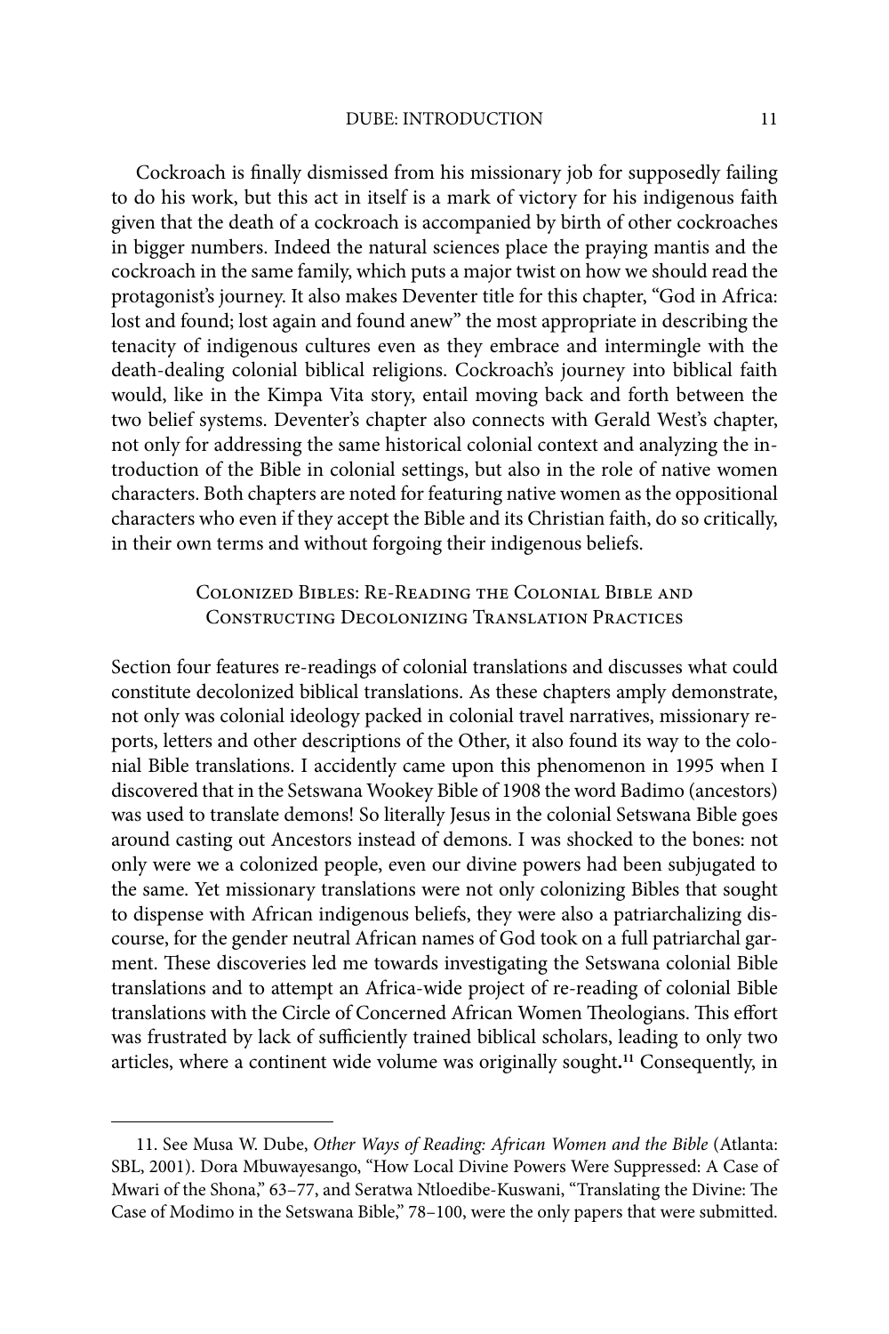Cockroach is finally dismissed from his missionary job for supposedly failing to do his work, but this act in itself is a mark of victory for his indigenous faith given that the death of a cockroach is accompanied by birth of other cockroaches in bigger numbers. Indeed the natural sciences place the praying mantis and the cockroach in the same family, which puts a major twist on how we should read the protagonist's journey. It also makes Deventer title for this chapter, "God in Africa: lost and found; lost again and found anew" the most appropriate in describing the tenacity of indigenous cultures even as they embrace and intermingle with the death-dealing colonial biblical religions. Cockroach's journey into biblical faith would, like in the Kimpa Vita story, entail moving back and forth between the two belief systems. Deventer's chapter also connects with Gerald West's chapter, not only for addressing the same historical colonial context and analyzing the introduction of the Bible in colonial settings, but also in the role of native women characters. Both chapters are noted for featuring native women as the oppositional characters who even if they accept the Bible and its Christian faith, do so critically, in their own terms and without forgoing their indigenous beliefs.

## Colonized Bibles: Re-Reading the Colonial Bible and Constructing Decolonizing Translation Practices

Section four features re-readings of colonial translations and discusses what could constitute decolonized biblical translations. As these chapters amply demonstrate, not only was colonial ideology packed in colonial travel narratives, missionary reports, letters and other descriptions of the Other, it also found its way to the colonial Bible translations. I accidently came upon this phenomenon in 1995 when I discovered that in the Setswana Wookey Bible of 1908 the word Badimo (ancestors) was used to translate demons! So literally Jesus in the colonial Setswana Bible goes around casting out Ancestors instead of demons. I was shocked to the bones: not only were we a colonized people, even our divine powers had been subjugated to the same. Yet missionary translations were not only colonizing Bibles that sought to dispense with African indigenous beliefs, they were also a patriarchalizing discourse, for the gender neutral African names of God took on a full patriarchal garment. These discoveries led me towards investigating the Setswana colonial Bible translations and to attempt an Africa-wide project of re-reading of colonial Bible translations with the Circle of Concerned African Women Theologians. This effort was frustrated by lack of sufficiently trained biblical scholars, leading to only two articles, where a continent wide volume was originally sought.[11] Consequently, in

---

11. See Musa W. Dube, *Other Ways of Reading: African Women and the Bible* (Atlanta: SBL, 2001). Dora Mbuwayesango, "How Local Divine Powers Were Suppressed: A Case of Mwari of the Shona," 63–77, and Seratwa Ntloedibe-Kuswani, "Translating the Divine: The Case of Modimo in the Setswana Bible," 78–100, were the only papers that were submitted.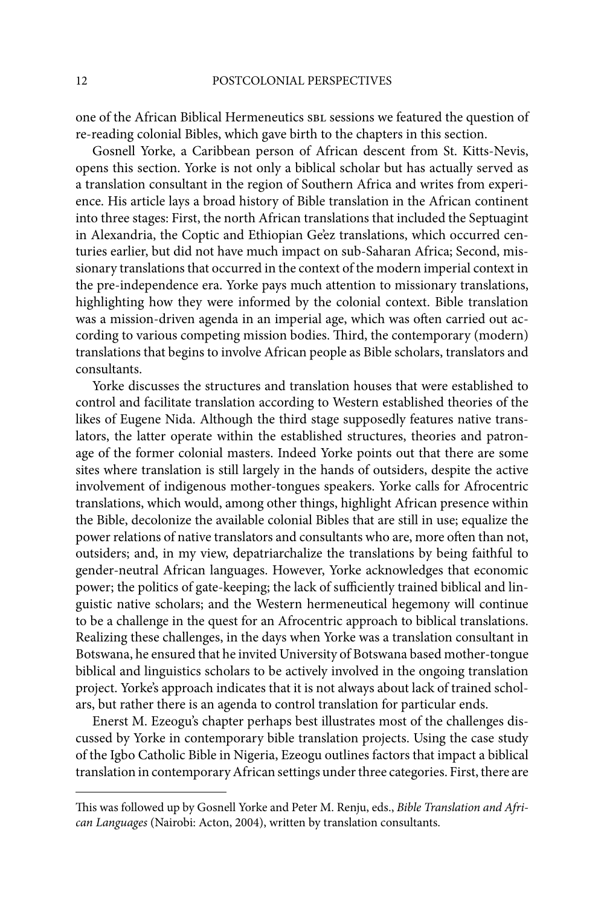one of the African Biblical Hermeneutics SBL sessions we featured the question of re-reading colonial Bibles, which gave birth to the chapters in this section.

Gosnell Yorke, a Caribbean person of African descent from St. Kitts-Nevis, opens this section. Yorke is not only a biblical scholar but has actually served as a translation consultant in the region of Southern Africa and writes from experience. His article lays a broad history of Bible translation in the African continent into three stages: First, the north African translations that included the Septuagint in Alexandria, the Coptic and Ethiopian Ge'ez translations, which occurred centuries earlier, but did not have much impact on sub-Saharan Africa; Second, missionary translations that occurred in the context of the modern imperial context in the pre-independence era. Yorke pays much attention to missionary translations, highlighting how they were informed by the colonial context. Bible translation was a mission-driven agenda in an imperial age, which was often carried out according to various competing mission bodies. Third, the contemporary (modern) translations that begins to involve African people as Bible scholars, translators and consultants.

Yorke discusses the structures and translation houses that were established to control and facilitate translation according to Western established theories of the likes of Eugene Nida. Although the third stage supposedly features native translators, the latter operate within the established structures, theories and patronage of the former colonial masters. Indeed Yorke points out that there are some sites where translation is still largely in the hands of outsiders, despite the active involvement of indigenous mother-tongues speakers. Yorke calls for Afrocentric translations, which would, among other things, highlight African presence within the Bible, decolonize the available colonial Bibles that are still in use; equalize the power relations of native translators and consultants who are, more often than not, outsiders; and, in my view, depatriarchalize the translations by being faithful to gender-neutral African languages. However, Yorke acknowledges that economic power; the politics of gate-keeping; the lack of sufficiently trained biblical and linguistic native scholars; and the Western hermeneutical hegemony will continue to be a challenge in the quest for an Afrocentric approach to biblical translations. Realizing these challenges, in the days when Yorke was a translation consultant in Botswana, he ensured that he invited University of Botswana based mother-tongue biblical and linguistics scholars to be actively involved in the ongoing translation project. Yorke's approach indicates that it is not always about lack of trained scholars, but rather there is an agenda to control translation for particular ends.

Enerst M. Ezeogu's chapter perhaps best illustrates most of the challenges discussed by Yorke in contemporary bible translation projects. Using the case study of the Igbo Catholic Bible in Nigeria, Ezeogu outlines factors that impact a biblical translation in contemporary African settings under three categories. First, there are

---

This was followed up by Gosnell Yorke and Peter M. Renju, eds., *Bible Translation and African Languages* (Nairobi: Acton, 2004), written by translation consultants.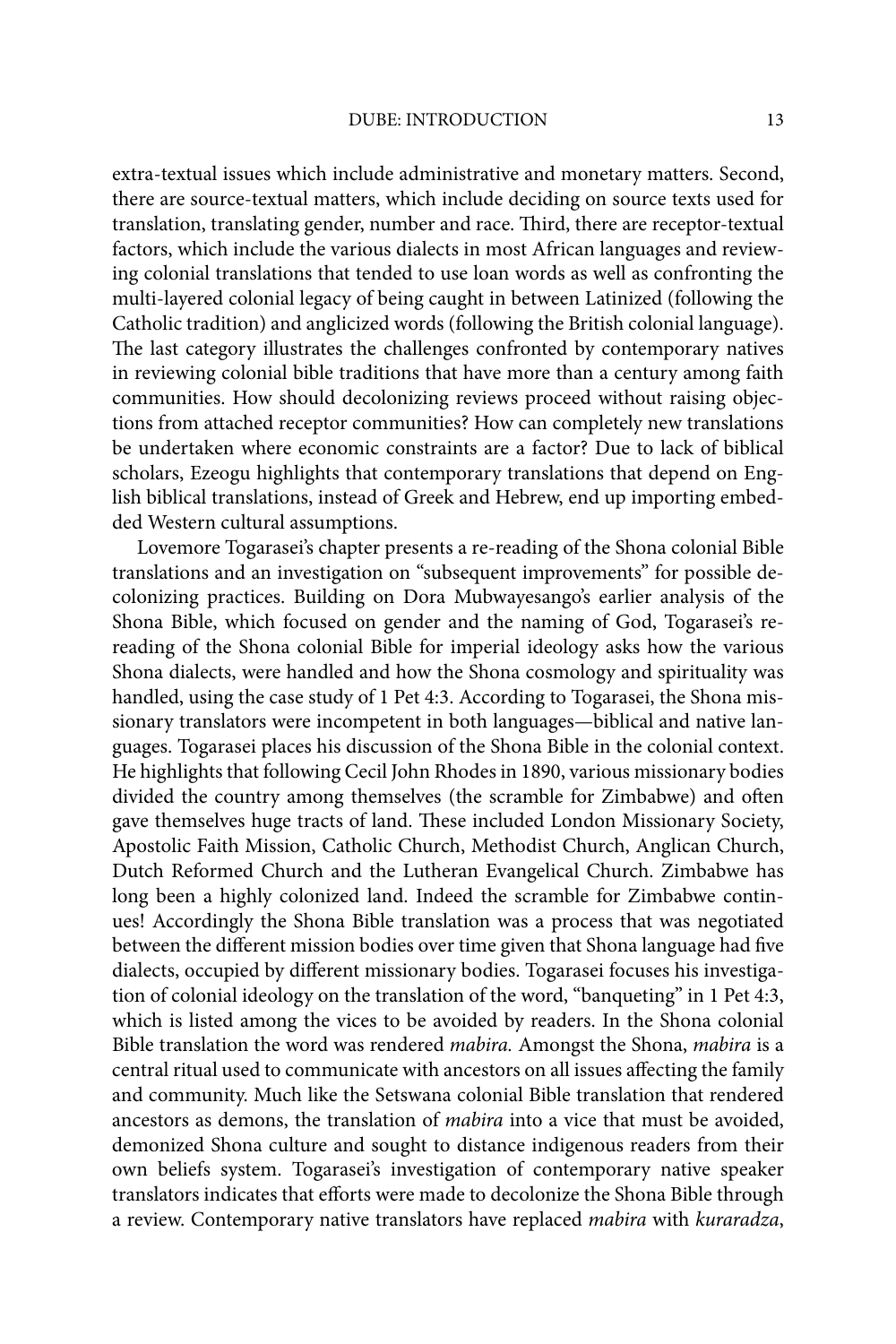extra-textual issues which include administrative and monetary matters. Second, there are source-textual matters, which include deciding on source texts used for translation, translating gender, number and race. Third, there are receptor-textual factors, which include the various dialects in most African languages and reviewing colonial translations that tended to use loan words as well as confronting the multi-layered colonial legacy of being caught in between Latinized (following the Catholic tradition) and anglicized words (following the British colonial language). The last category illustrates the challenges confronted by contemporary natives in reviewing colonial bible traditions that have more than a century among faith communities. How should decolonizing reviews proceed without raising objections from attached receptor communities? How can completely new translations be undertaken where economic constraints are a factor? Due to lack of biblical scholars, Ezeogu highlights that contemporary translations that depend on English biblical translations, instead of Greek and Hebrew, end up importing embedded Western cultural assumptions.

Lovemore Togarasei's chapter presents a re-reading of the Shona colonial Bible translations and an investigation on "subsequent improvements" for possible decolonizing practices. Building on Dora Mubwayesango's earlier analysis of the Shona Bible, which focused on gender and the naming of God, Togarasei's re-reading of the Shona colonial Bible for imperial ideology asks how the various Shona dialects, were handled and how the Shona cosmology and spirituality was handled, using the case study of 1 Pet 4:3. According to Togarasei, the Shona missionary translators were incompetent in both languages—biblical and native languages. Togarasei places his discussion of the Shona Bible in the colonial context. He highlights that following Cecil John Rhodes in 1890, various missionary bodies divided the country among themselves (the scramble for Zimbabwe) and often gave themselves huge tracts of land. These included London Missionary Society, Apostolic Faith Mission, Catholic Church, Methodist Church, Anglican Church, Dutch Reformed Church and the Lutheran Evangelical Church. Zimbabwe has long been a highly colonized land. Indeed the scramble for Zimbabwe continues! Accordingly the Shona Bible translation was a process that was negotiated between the different mission bodies over time given that Shona language had five dialects, occupied by different missionary bodies. Togarasei focuses his investigation of colonial ideology on the translation of the word, "banqueting" in 1 Pet 4:3, which is listed among the vices to be avoided by readers. In the Shona colonial Bible translation the word was rendered *mabira.* Amongst the Shona, *mabira* is a central ritual used to communicate with ancestors on all issues affecting the family and community. Much like the Setswana colonial Bible translation that rendered ancestors as demons, the translation of *mabira* into a vice that must be avoided, demonized Shona culture and sought to distance indigenous readers from their own beliefs system. Togarasei's investigation of contemporary native speaker translators indicates that efforts were made to decolonize the Shona Bible through a review. Contemporary native translators have replaced *mabira* with *kuraradza*,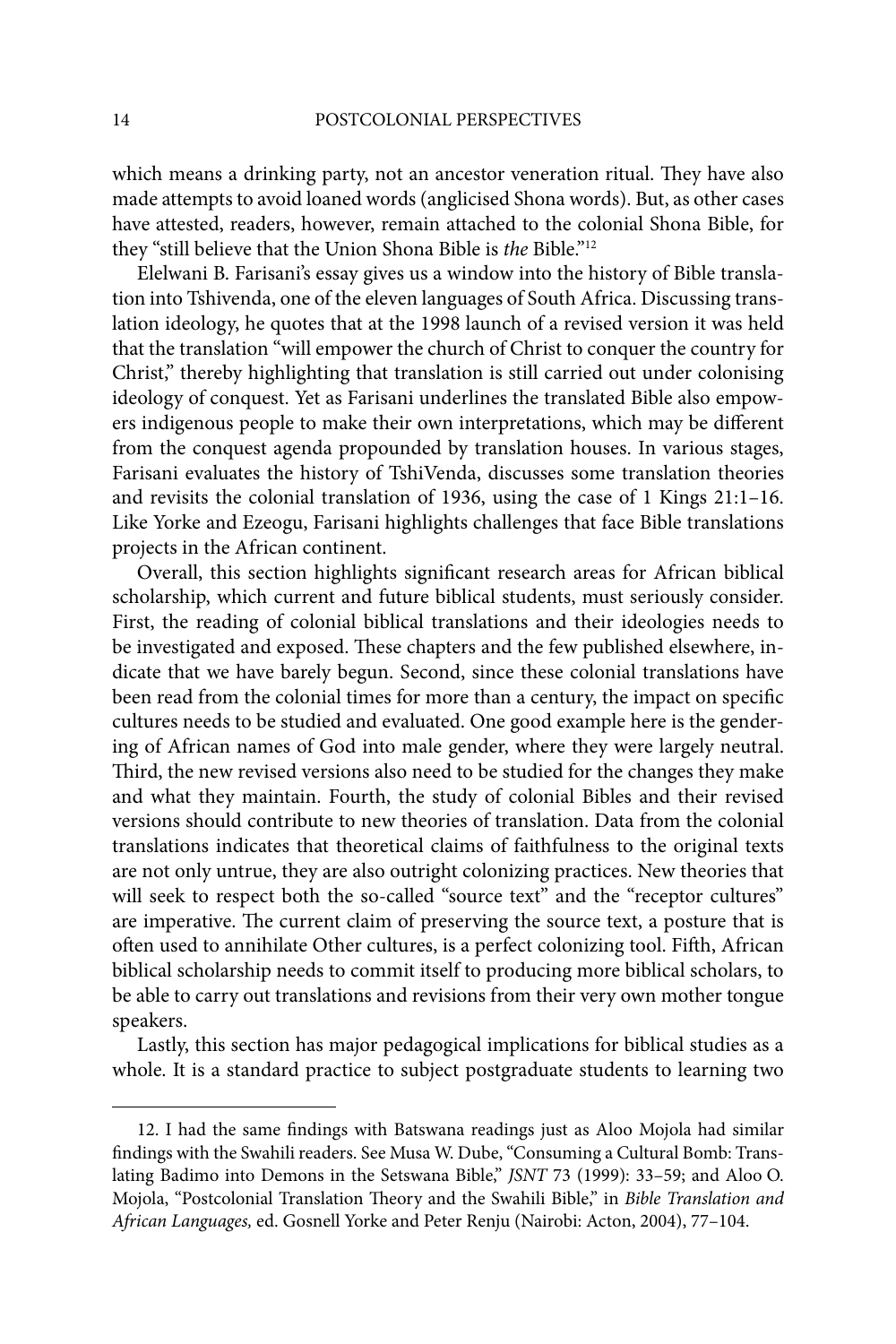which means a drinking party, not an ancestor veneration ritual. They have also made attempts to avoid loaned words (anglicised Shona words). But, as other cases have attested, readers, however, remain attached to the colonial Shona Bible, for they "still believe that the Union Shona Bible is *the* Bible."[12]

Elelwani B. Farisani's essay gives us a window into the history of Bible translation into Tshivenda, one of the eleven languages of South Africa. Discussing translation ideology, he quotes that at the 1998 launch of a revised version it was held that the translation "will empower the church of Christ to conquer the country for Christ," thereby highlighting that translation is still carried out under colonising ideology of conquest. Yet as Farisani underlines the translated Bible also empowers indigenous people to make their own interpretations, which may be different from the conquest agenda propounded by translation houses. In various stages, Farisani evaluates the history of TshiVenda, discusses some translation theories and revisits the colonial translation of 1936, using the case of 1 Kings 21:1–16. Like Yorke and Ezeogu, Farisani highlights challenges that face Bible translations projects in the African continent.

Overall, this section highlights significant research areas for African biblical scholarship, which current and future biblical students, must seriously consider. First, the reading of colonial biblical translations and their ideologies needs to be investigated and exposed. These chapters and the few published elsewhere, indicate that we have barely begun. Second, since these colonial translations have been read from the colonial times for more than a century, the impact on specific cultures needs to be studied and evaluated. One good example here is the gendering of African names of God into male gender, where they were largely neutral. Third, the new revised versions also need to be studied for the changes they make and what they maintain. Fourth, the study of colonial Bibles and their revised versions should contribute to new theories of translation. Data from the colonial translations indicates that theoretical claims of faithfulness to the original texts are not only untrue, they are also outright colonizing practices. New theories that will seek to respect both the so-called "source text" and the "receptor cultures" are imperative. The current claim of preserving the source text, a posture that is often used to annihilate Other cultures, is a perfect colonizing tool. Fifth, African biblical scholarship needs to commit itself to producing more biblical scholars, to be able to carry out translations and revisions from their very own mother tongue speakers.

Lastly, this section has major pedagogical implications for biblical studies as a whole. It is a standard practice to subject postgraduate students to learning two

---

12. I had the same findings with Batswana readings just as Aloo Mojola had similar findings with the Swahili readers. See Musa W. Dube, "Consuming a Cultural Bomb: Translating Badimo into Demons in the Setswana Bible," *JSNT* 73 (1999): 33–59; and Aloo O. Mojola, "Postcolonial Translation Theory and the Swahili Bible," in *Bible Translation and African Languages,* ed. Gosnell Yorke and Peter Renju (Nairobi: Acton, 2004), 77–104.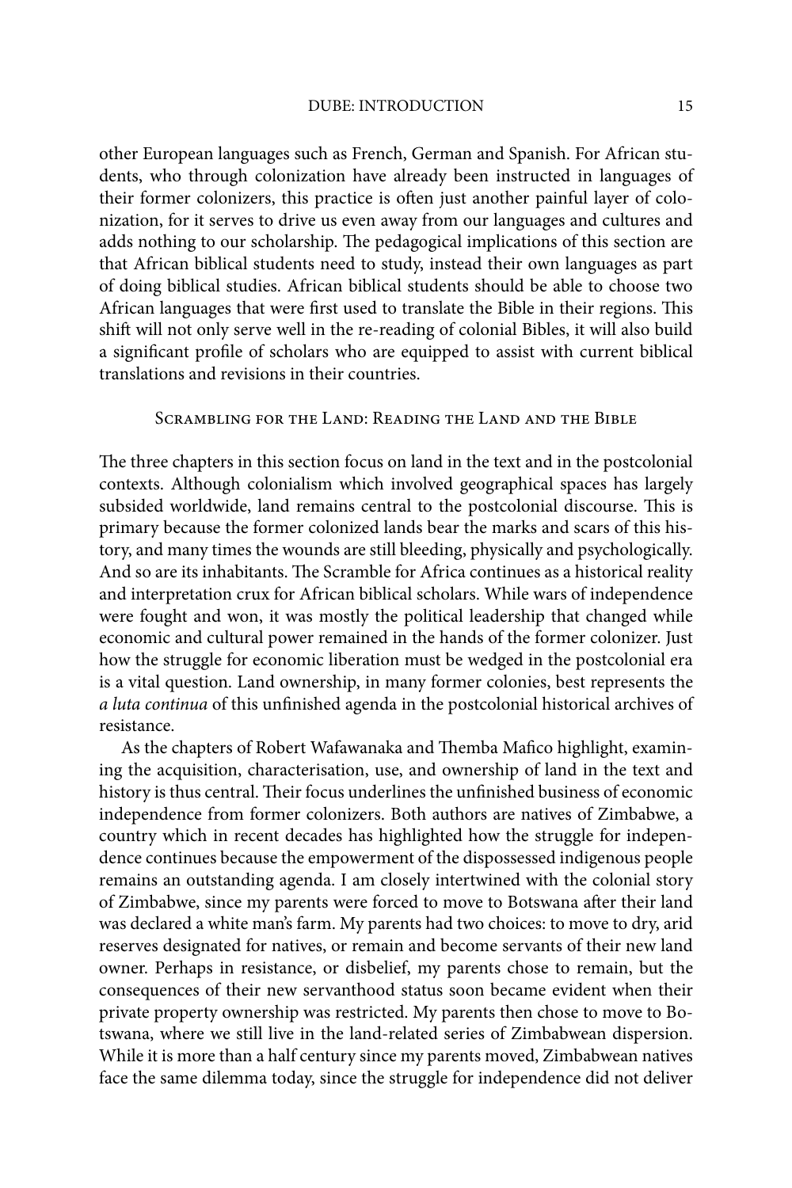other European languages such as French, German and Spanish. For African students, who through colonization have already been instructed in languages of their former colonizers, this practice is often just another painful layer of colonization, for it serves to drive us even away from our languages and cultures and adds nothing to our scholarship. The pedagogical implications of this section are that African biblical students need to study, instead their own languages as part of doing biblical studies. African biblical students should be able to choose two African languages that were first used to translate the Bible in their regions. This shift will not only serve well in the re-reading of colonial Bibles, it will also build a significant profile of scholars who are equipped to assist with current biblical translations and revisions in their countries.

## Scrambling for the Land: Reading the Land and the Bible

The three chapters in this section focus on land in the text and in the postcolonial contexts. Although colonialism which involved geographical spaces has largely subsided worldwide, land remains central to the postcolonial discourse. This is primary because the former colonized lands bear the marks and scars of this history, and many times the wounds are still bleeding, physically and psychologically. And so are its inhabitants. The Scramble for Africa continues as a historical reality and interpretation crux for African biblical scholars. While wars of independence were fought and won, it was mostly the political leadership that changed while economic and cultural power remained in the hands of the former colonizer. Just how the struggle for economic liberation must be wedged in the postcolonial era is a vital question. Land ownership, in many former colonies, best represents the *a luta continua* of this unfinished agenda in the postcolonial historical archives of resistance.

As the chapters of Robert Wafawanaka and Themba Mafico highlight, examining the acquisition, characterisation, use, and ownership of land in the text and history is thus central. Their focus underlines the unfinished business of economic independence from former colonizers. Both authors are natives of Zimbabwe, a country which in recent decades has highlighted how the struggle for independence continues because the empowerment of the dispossessed indigenous people remains an outstanding agenda. I am closely intertwined with the colonial story of Zimbabwe, since my parents were forced to move to Botswana after their land was declared a white man's farm. My parents had two choices: to move to dry, arid reserves designated for natives, or remain and become servants of their new land owner. Perhaps in resistance, or disbelief, my parents chose to remain, but the consequences of their new servanthood status soon became evident when their private property ownership was restricted. My parents then chose to move to Botswana, where we still live in the land-related series of Zimbabwean dispersion. While it is more than a half century since my parents moved, Zimbabwean natives face the same dilemma today, since the struggle for independence did not deliver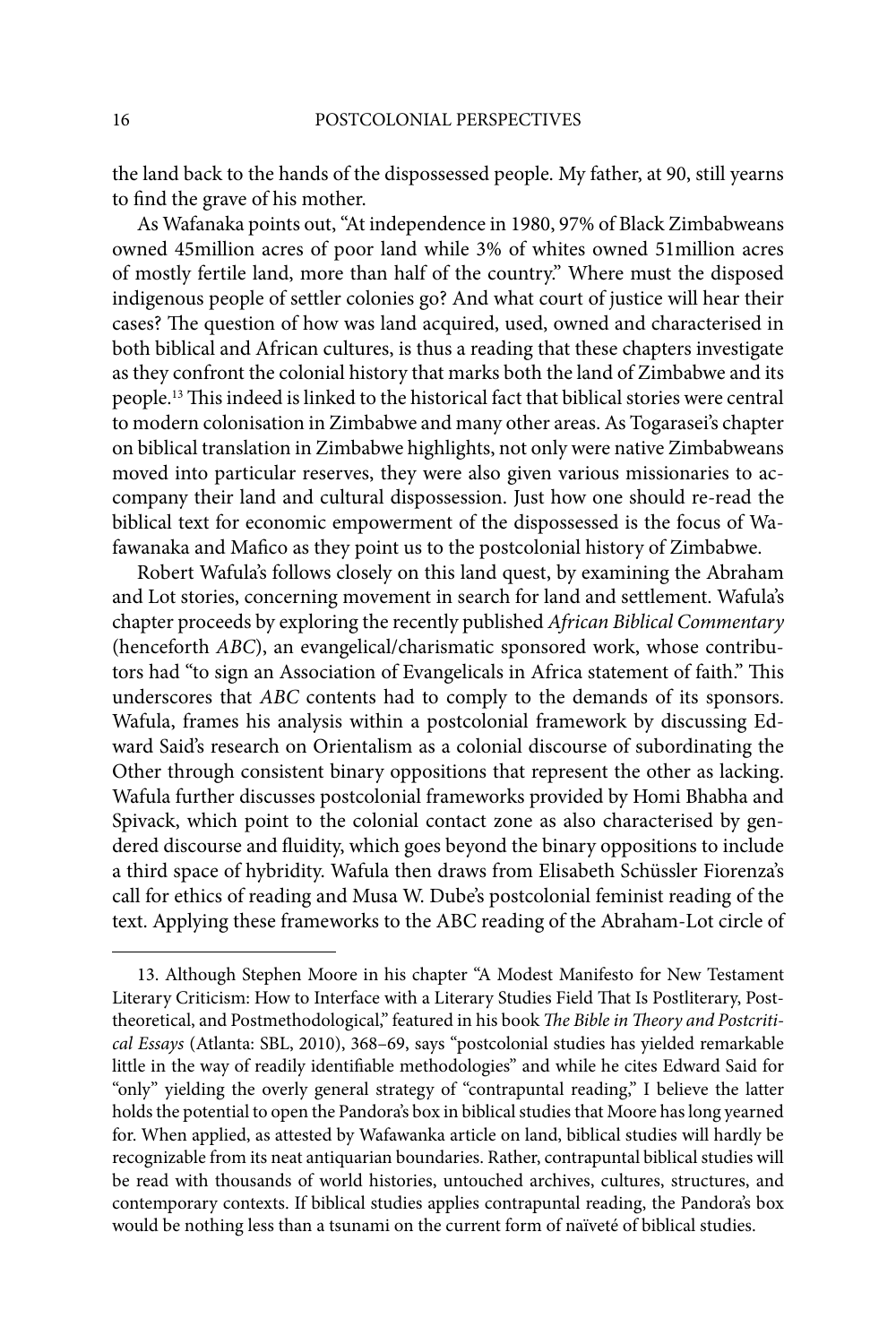the land back to the hands of the dispossessed people. My father, at 90, still yearns to find the grave of his mother.

As Wafanaka points out, "At independence in 1980, 97% of Black Zimbabweans owned 45million acres of poor land while 3% of whites owned 51million acres of mostly fertile land, more than half of the country." Where must the disposed indigenous people of settler colonies go? And what court of justice will hear their cases? The question of how was land acquired, used, owned and characterised in both biblical and African cultures, is thus a reading that these chapters investigate as they confront the colonial history that marks both the land of Zimbabwe and its people.[13] This indeed is linked to the historical fact that biblical stories were central to modern colonisation in Zimbabwe and many other areas. As Togarasei's chapter on biblical translation in Zimbabwe highlights, not only were native Zimbabweans moved into particular reserves, they were also given various missionaries to accompany their land and cultural dispossession. Just how one should re-read the biblical text for economic empowerment of the dispossessed is the focus of Wafawanaka and Mafico as they point us to the postcolonial history of Zimbabwe.

Robert Wafula's follows closely on this land quest, by examining the Abraham and Lot stories, concerning movement in search for land and settlement. Wafula's chapter proceeds by exploring the recently published *African Biblical Commentary* (henceforth *ABC*), an evangelical/charismatic sponsored work, whose contributors had "to sign an Association of Evangelicals in Africa statement of faith." This underscores that *ABC* contents had to comply to the demands of its sponsors. Wafula, frames his analysis within a postcolonial framework by discussing Edward Said's research on Orientalism as a colonial discourse of subordinating the Other through consistent binary oppositions that represent the other as lacking. Wafula further discusses postcolonial frameworks provided by Homi Bhabha and Spivack, which point to the colonial contact zone as also characterised by gendered discourse and fluidity, which goes beyond the binary oppositions to include a third space of hybridity. Wafula then draws from Elisabeth Schüssler Fiorenza's call for ethics of reading and Musa W. Dube's postcolonial feminist reading of the text. Applying these frameworks to the ABC reading of the Abraham-Lot circle of

---

13. Although Stephen Moore in his chapter "A Modest Manifesto for New Testament Literary Criticism: How to Interface with a Literary Studies Field That Is Postliterary, Posttheoretical, and Postmethodological," featured in his book *The Bible in Theory and Postcritical Essays* (Atlanta: SBL, 2010), 368–69, says "postcolonial studies has yielded remarkable little in the way of readily identifiable methodologies" and while he cites Edward Said for "only" yielding the overly general strategy of "contrapuntal reading," I believe the latter holds the potential to open the Pandora's box in biblical studies that Moore has long yearned for. When applied, as attested by Wafawanka article on land, biblical studies will hardly be recognizable from its neat antiquarian boundaries. Rather, contrapuntal biblical studies will be read with thousands of world histories, untouched archives, cultures, structures, and contemporary contexts. If biblical studies applies contrapuntal reading, the Pandora's box would be nothing less than a tsunami on the current form of naïveté of biblical studies.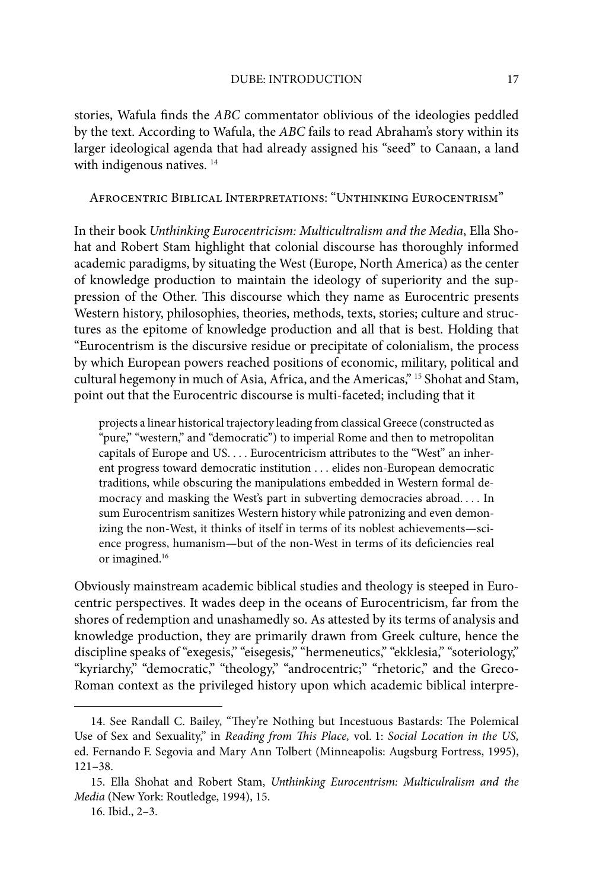stories, Wafula finds the *ABC* commentator oblivious of the ideologies peddled by the text. According to Wafula, the *ABC* fails to read Abraham's story within its larger ideological agenda that had already assigned his "seed" to Canaan, a land with indigenous natives. [14]

## Afrocentric Biblical Interpretations: "Unthinking Eurocentrism"

In their book *Unthinking Eurocentricism: Multicultralism and the Media*, Ella Shohat and Robert Stam highlight that colonial discourse has thoroughly informed academic paradigms, by situating the West (Europe, North America) as the center of knowledge production to maintain the ideology of superiority and the suppression of the Other. This discourse which they name as Eurocentric presents Western history, philosophies, theories, methods, texts, stories; culture and structures as the epitome of knowledge production and all that is best. Holding that "Eurocentrism is the discursive residue or precipitate of colonialism, the process by which European powers reached positions of economic, military, political and cultural hegemony in much of Asia, Africa, and the Americas," [15] Shohat and Stam, point out that the Eurocentric discourse is multi-faceted; including that it

> projects a linear historical trajectory leading from classical Greece (constructed as "pure," "western," and "democratic") to imperial Rome and then to metropolitan capitals of Europe and US. . . . Eurocentricism attributes to the "West" an inherent progress toward democratic institution . . . elides non-European democratic traditions, while obscuring the manipulations embedded in Western formal democracy and masking the West's part in subverting democracies abroad. . . . In sum Eurocentrism sanitizes Western history while patronizing and even demonizing the non-West, it thinks of itself in terms of its noblest achievements—science progress, humanism—but of the non-West in terms of its deficiencies real or imagined.[16]

Obviously mainstream academic biblical studies and theology is steeped in Eurocentric perspectives. It wades deep in the oceans of Eurocentricism, far from the shores of redemption and unashamedly so. As attested by its terms of analysis and knowledge production, they are primarily drawn from Greek culture, hence the discipline speaks of "exegesis," "eisegesis," "hermeneutics," "ekklesia," "soteriology," "kyriarchy," "democratic," "theology," "androcentric;" "rhetoric," and the Greco-Roman context as the privileged history upon which academic biblical interpre-

---

14. See Randall C. Bailey, "They're Nothing but Incestuous Bastards: The Polemical Use of Sex and Sexuality," in *Reading from This Place,* vol. 1: *Social Location in the US,* ed. Fernando F. Segovia and Mary Ann Tolbert (Minneapolis: Augsburg Fortress, 1995), 121–38.

15. Ella Shohat and Robert Stam, *Unthinking Eurocentrism: Multiculralism and the Media* (New York: Routledge, 1994), 15.

16. Ibid., 2–3.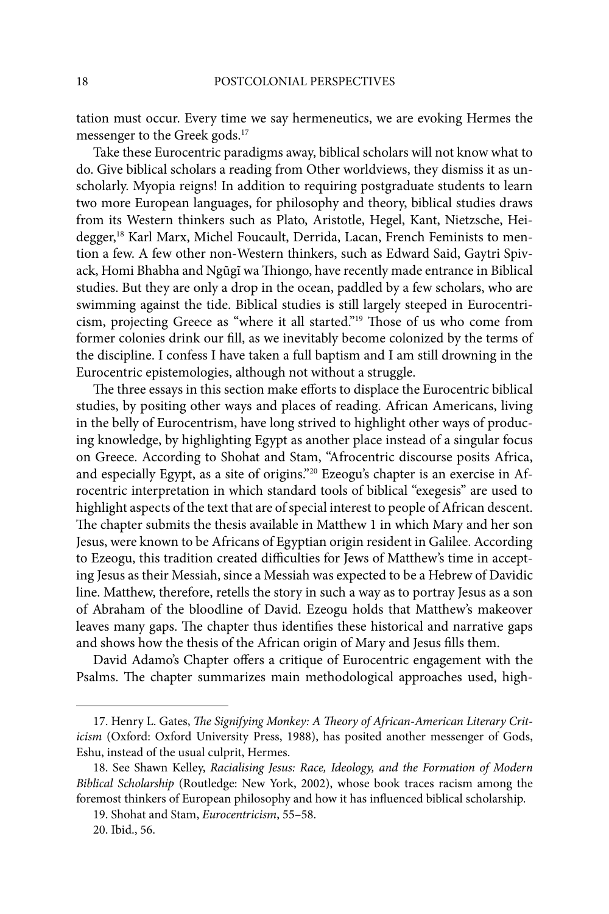tation must occur. Every time we say hermeneutics, we are evoking Hermes the messenger to the Greek gods.[17]

Take these Eurocentric paradigms away, biblical scholars will not know what to do. Give biblical scholars a reading from Other worldviews, they dismiss it as unscholarly. Myopia reigns! In addition to requiring postgraduate students to learn two more European languages, for philosophy and theory, biblical studies draws from its Western thinkers such as Plato, Aristotle, Hegel, Kant, Nietzsche, Heidegger,[18] Karl Marx, Michel Foucault, Derrida, Lacan, French Feminists to mention a few. A few other non-Western thinkers, such as Edward Said, Gaytri Spivack, Homi Bhabha and Ngũgĩ wa Thiongo, have recently made entrance in Biblical studies. But they are only a drop in the ocean, paddled by a few scholars, who are swimming against the tide. Biblical studies is still largely steeped in Eurocentricism, projecting Greece as "where it all started."[19] Those of us who come from former colonies drink our fill, as we inevitably become colonized by the terms of the discipline. I confess I have taken a full baptism and I am still drowning in the Eurocentric epistemologies, although not without a struggle.

The three essays in this section make efforts to displace the Eurocentric biblical studies, by positing other ways and places of reading. African Americans, living in the belly of Eurocentrism, have long strived to highlight other ways of producing knowledge, by highlighting Egypt as another place instead of a singular focus on Greece. According to Shohat and Stam, "Afrocentric discourse posits Africa, and especially Egypt, as a site of origins."[20] Ezeogu's chapter is an exercise in Afrocentric interpretation in which standard tools of biblical "exegesis" are used to highlight aspects of the text that are of special interest to people of African descent. The chapter submits the thesis available in Matthew 1 in which Mary and her son Jesus, were known to be Africans of Egyptian origin resident in Galilee. According to Ezeogu, this tradition created difficulties for Jews of Matthew's time in accepting Jesus as their Messiah, since a Messiah was expected to be a Hebrew of Davidic line. Matthew, therefore, retells the story in such a way as to portray Jesus as a son of Abraham of the bloodline of David. Ezeogu holds that Matthew's makeover leaves many gaps. The chapter thus identifies these historical and narrative gaps and shows how the thesis of the African origin of Mary and Jesus fills them.

David Adamo's Chapter offers a critique of Eurocentric engagement with the Psalms. The chapter summarizes main methodological approaches used, high-

---

17. Henry L. Gates, *The Signifying Monkey: A Theory of African-American Literary Criticism* (Oxford: Oxford University Press, 1988), has posited another messenger of Gods, Eshu, instead of the usual culprit, Hermes.

18. See Shawn Kelley, *Racialising Jesus: Race, Ideology, and the Formation of Modern Biblical Scholarship* (Routledge: New York, 2002), whose book traces racism among the foremost thinkers of European philosophy and how it has influenced biblical scholarship.

19. Shohat and Stam, *Eurocentricism*, 55–58.

20. Ibid., 56.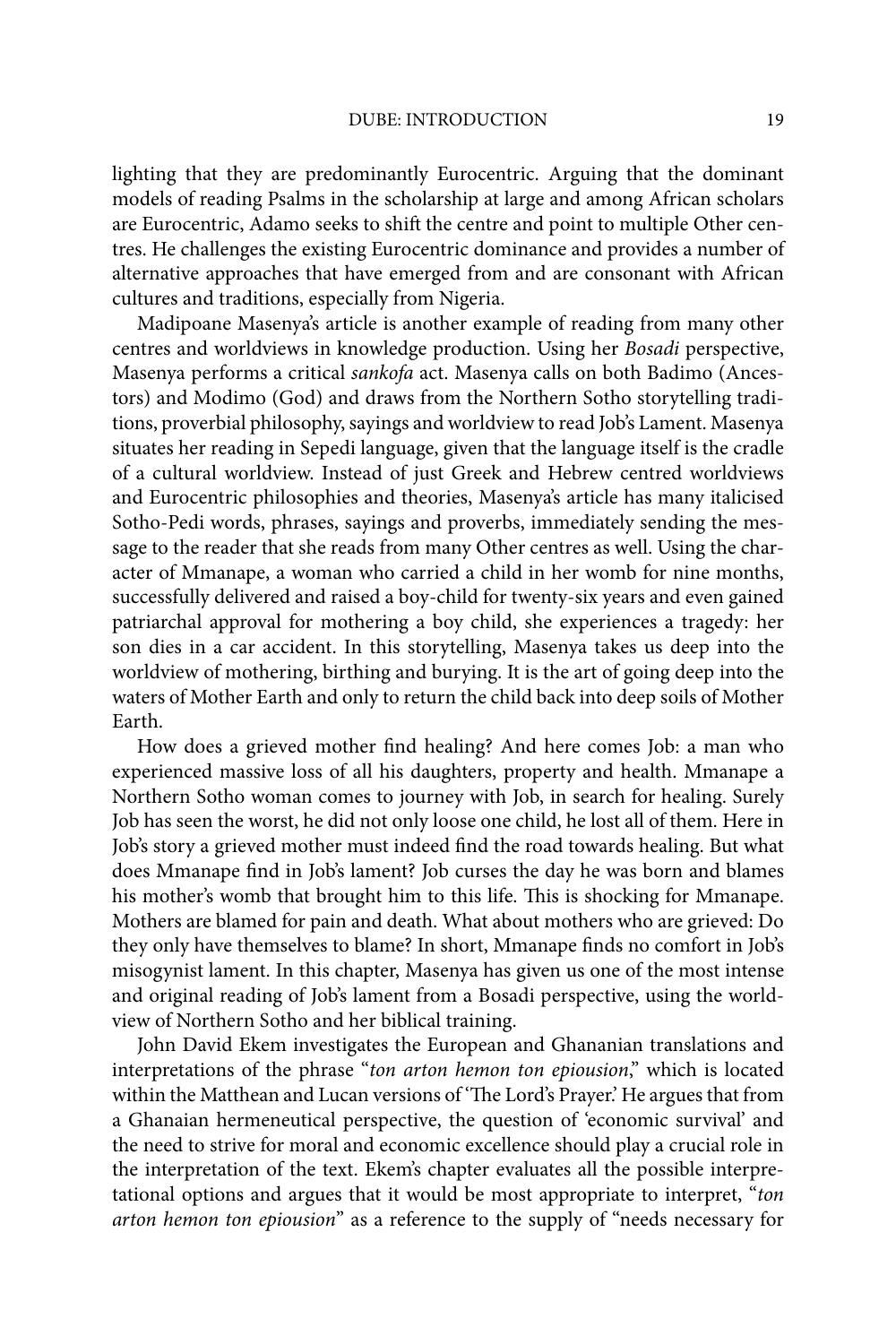lighting that they are predominantly Eurocentric. Arguing that the dominant models of reading Psalms in the scholarship at large and among African scholars are Eurocentric, Adamo seeks to shift the centre and point to multiple Other centres. He challenges the existing Eurocentric dominance and provides a number of alternative approaches that have emerged from and are consonant with African cultures and traditions, especially from Nigeria.

Madipoane Masenya's article is another example of reading from many other centres and worldviews in knowledge production. Using her *Bosadi* perspective, Masenya performs a critical *sankofa* act. Masenya calls on both Badimo (Ancestors) and Modimo (God) and draws from the Northern Sotho storytelling traditions, proverbial philosophy, sayings and worldview to read Job's Lament. Masenya situates her reading in Sepedi language, given that the language itself is the cradle of a cultural worldview. Instead of just Greek and Hebrew centred worldviews and Eurocentric philosophies and theories, Masenya's article has many italicised Sotho-Pedi words, phrases, sayings and proverbs, immediately sending the message to the reader that she reads from many Other centres as well. Using the character of Mmanape, a woman who carried a child in her womb for nine months, successfully delivered and raised a boy-child for twenty-six years and even gained patriarchal approval for mothering a boy child, she experiences a tragedy: her son dies in a car accident. In this storytelling, Masenya takes us deep into the worldview of mothering, birthing and burying. It is the art of going deep into the waters of Mother Earth and only to return the child back into deep soils of Mother Earth.

How does a grieved mother find healing? And here comes Job: a man who experienced massive loss of all his daughters, property and health. Mmanape a Northern Sotho woman comes to journey with Job, in search for healing. Surely Job has seen the worst, he did not only loose one child, he lost all of them. Here in Job's story a grieved mother must indeed find the road towards healing. But what does Mmanape find in Job's lament? Job curses the day he was born and blames his mother's womb that brought him to this life. This is shocking for Mmanape. Mothers are blamed for pain and death. What about mothers who are grieved: Do they only have themselves to blame? In short, Mmanape finds no comfort in Job's misogynist lament. In this chapter, Masenya has given us one of the most intense and original reading of Job's lament from a Bosadi perspective, using the worldview of Northern Sotho and her biblical training.

John David Ekem investigates the European and Ghananian translations and interpretations of the phrase "*ton arton hemon ton epiousion*," which is located within the Matthean and Lucan versions of 'The Lord's Prayer.' He argues that from a Ghanaian hermeneutical perspective, the question of 'economic survival' and the need to strive for moral and economic excellence should play a crucial role in the interpretation of the text. Ekem's chapter evaluates all the possible interpretational options and argues that it would be most appropriate to interpret, "*ton arton hemon ton epiousion*" as a reference to the supply of "needs necessary for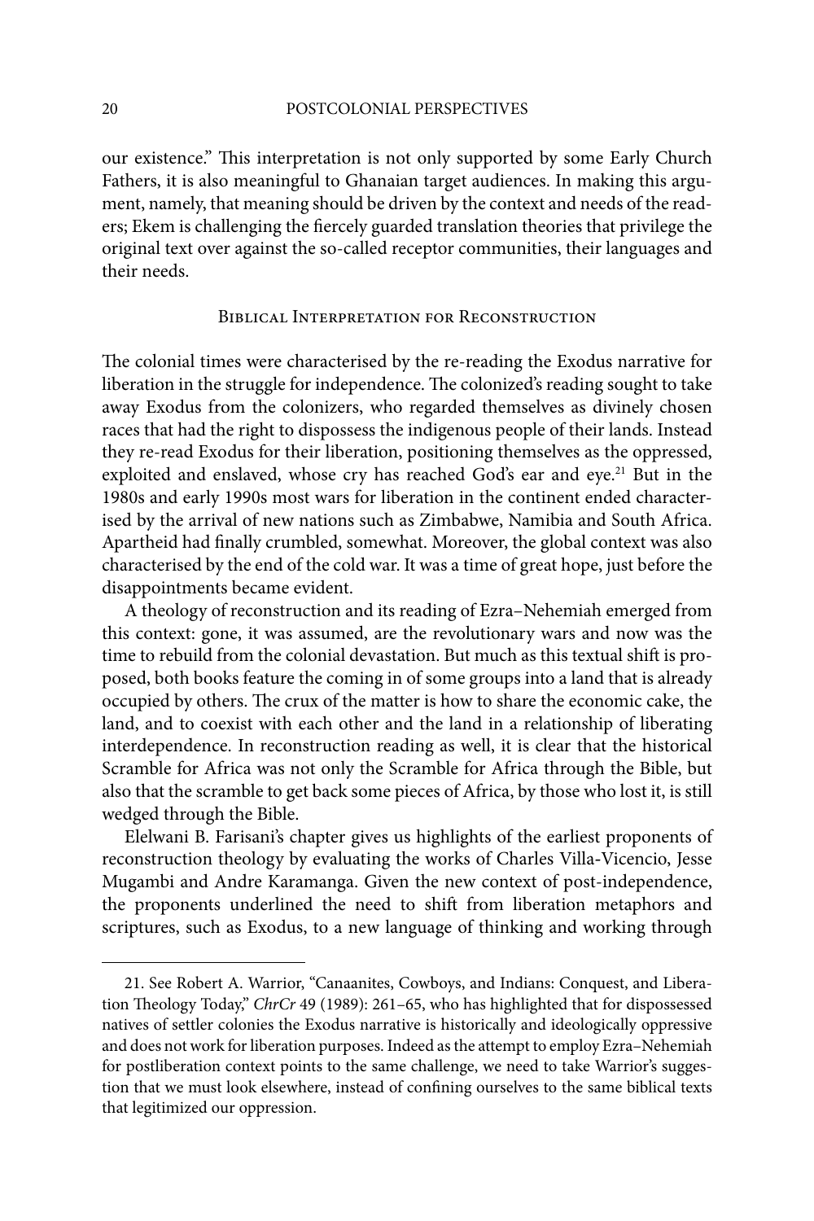our existence." This interpretation is not only supported by some Early Church Fathers, it is also meaningful to Ghanaian target audiences. In making this argument, namely, that meaning should be driven by the context and needs of the readers; Ekem is challenging the fiercely guarded translation theories that privilege the original text over against the so-called receptor communities, their languages and their needs.

## Biblical Interpretation for Reconstruction

The colonial times were characterised by the re-reading the Exodus narrative for liberation in the struggle for independence. The colonized's reading sought to take away Exodus from the colonizers, who regarded themselves as divinely chosen races that had the right to dispossess the indigenous people of their lands. Instead they re-read Exodus for their liberation, positioning themselves as the oppressed, exploited and enslaved, whose cry has reached God's ear and eye.[21] But in the 1980s and early 1990s most wars for liberation in the continent ended characterised by the arrival of new nations such as Zimbabwe, Namibia and South Africa. Apartheid had finally crumbled, somewhat. Moreover, the global context was also characterised by the end of the cold war. It was a time of great hope, just before the disappointments became evident.

A theology of reconstruction and its reading of Ezra–Nehemiah emerged from this context: gone, it was assumed, are the revolutionary wars and now was the time to rebuild from the colonial devastation. But much as this textual shift is proposed, both books feature the coming in of some groups into a land that is already occupied by others. The crux of the matter is how to share the economic cake, the land, and to coexist with each other and the land in a relationship of liberating interdependence. In reconstruction reading as well, it is clear that the historical Scramble for Africa was not only the Scramble for Africa through the Bible, but also that the scramble to get back some pieces of Africa, by those who lost it, is still wedged through the Bible.

Elelwani B. Farisani's chapter gives us highlights of the earliest proponents of reconstruction theology by evaluating the works of Charles Villa-Vicencio, Jesse Mugambi and Andre Karamanga. Given the new context of post-independence, the proponents underlined the need to shift from liberation metaphors and scriptures, such as Exodus, to a new language of thinking and working through

---

21. See Robert A. Warrior, "Canaanites, Cowboys, and Indians: Conquest, and Liberation Theology Today," *ChrCr* 49 (1989): 261–65, who has highlighted that for dispossessed natives of settler colonies the Exodus narrative is historically and ideologically oppressive and does not work for liberation purposes. Indeed as the attempt to employ Ezra–Nehemiah for postliberation context points to the same challenge, we need to take Warrior's suggestion that we must look elsewhere, instead of confining ourselves to the same biblical texts that legitimized our oppression.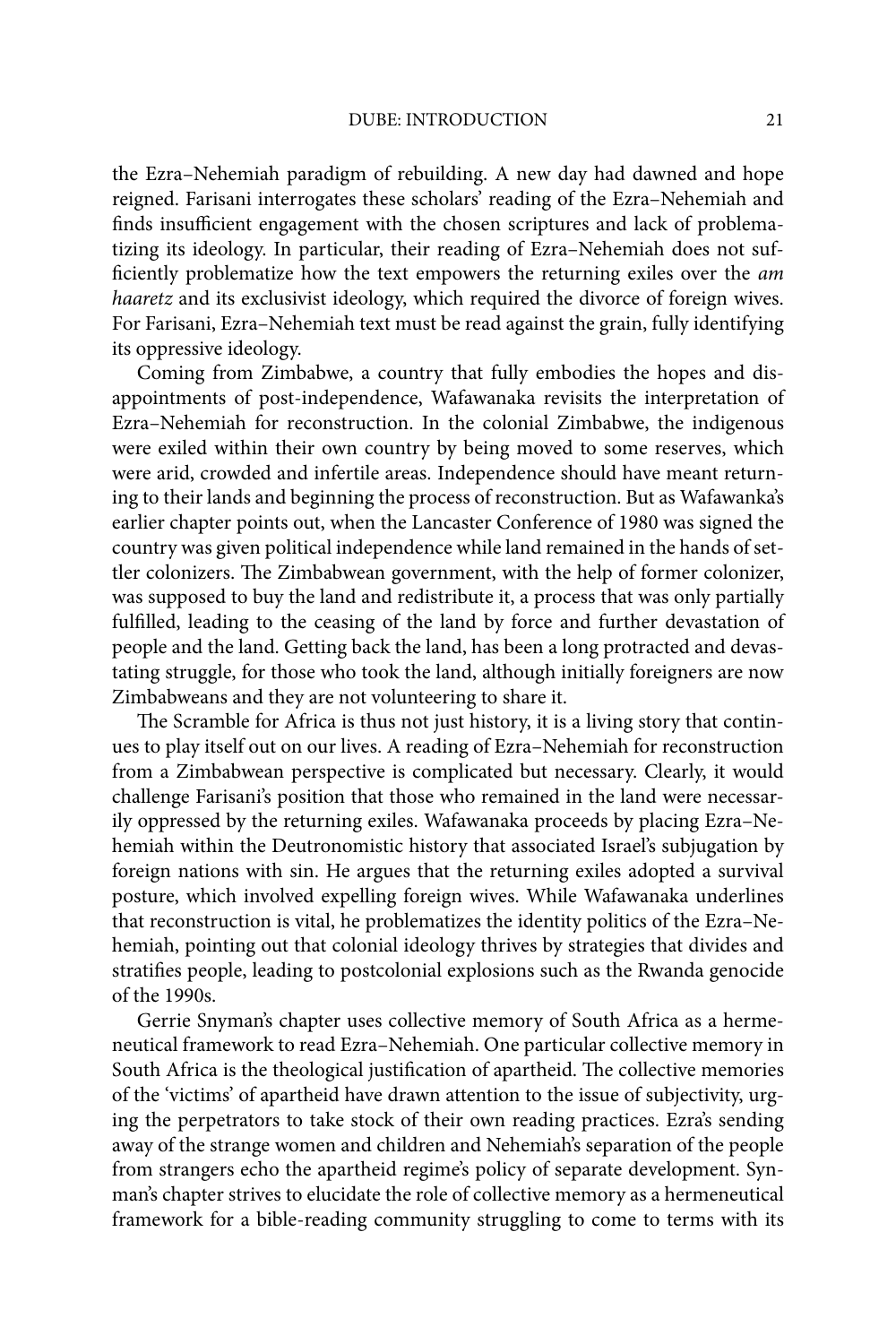the Ezra–Nehemiah paradigm of rebuilding. A new day had dawned and hope reigned. Farisani interrogates these scholars' reading of the Ezra–Nehemiah and finds insufficient engagement with the chosen scriptures and lack of problematizing its ideology. In particular, their reading of Ezra–Nehemiah does not sufficiently problematize how the text empowers the returning exiles over the *am haaretz* and its exclusivist ideology, which required the divorce of foreign wives. For Farisani, Ezra–Nehemiah text must be read against the grain, fully identifying its oppressive ideology.

Coming from Zimbabwe, a country that fully embodies the hopes and disappointments of post-independence, Wafawanaka revisits the interpretation of Ezra–Nehemiah for reconstruction. In the colonial Zimbabwe, the indigenous were exiled within their own country by being moved to some reserves, which were arid, crowded and infertile areas. Independence should have meant returning to their lands and beginning the process of reconstruction. But as Wafawanka's earlier chapter points out, when the Lancaster Conference of 1980 was signed the country was given political independence while land remained in the hands of settler colonizers. The Zimbabwean government, with the help of former colonizer, was supposed to buy the land and redistribute it, a process that was only partially fulfilled, leading to the ceasing of the land by force and further devastation of people and the land. Getting back the land, has been a long protracted and devastating struggle, for those who took the land, although initially foreigners are now Zimbabweans and they are not volunteering to share it.

The Scramble for Africa is thus not just history, it is a living story that continues to play itself out on our lives. A reading of Ezra–Nehemiah for reconstruction from a Zimbabwean perspective is complicated but necessary. Clearly, it would challenge Farisani's position that those who remained in the land were necessarily oppressed by the returning exiles. Wafawanaka proceeds by placing Ezra–Nehemiah within the Deutronomistic history that associated Israel's subjugation by foreign nations with sin. He argues that the returning exiles adopted a survival posture, which involved expelling foreign wives. While Wafawanaka underlines that reconstruction is vital, he problematizes the identity politics of the Ezra–Nehemiah, pointing out that colonial ideology thrives by strategies that divides and stratifies people, leading to postcolonial explosions such as the Rwanda genocide of the 1990s.

Gerrie Snyman's chapter uses collective memory of South Africa as a hermeneutical framework to read Ezra–Nehemiah. One particular collective memory in South Africa is the theological justification of apartheid. The collective memories of the 'victims' of apartheid have drawn attention to the issue of subjectivity, urging the perpetrators to take stock of their own reading practices. Ezra's sending away of the strange women and children and Nehemiah's separation of the people from strangers echo the apartheid regime's policy of separate development. Synman's chapter strives to elucidate the role of collective memory as a hermeneutical framework for a bible-reading community struggling to come to terms with its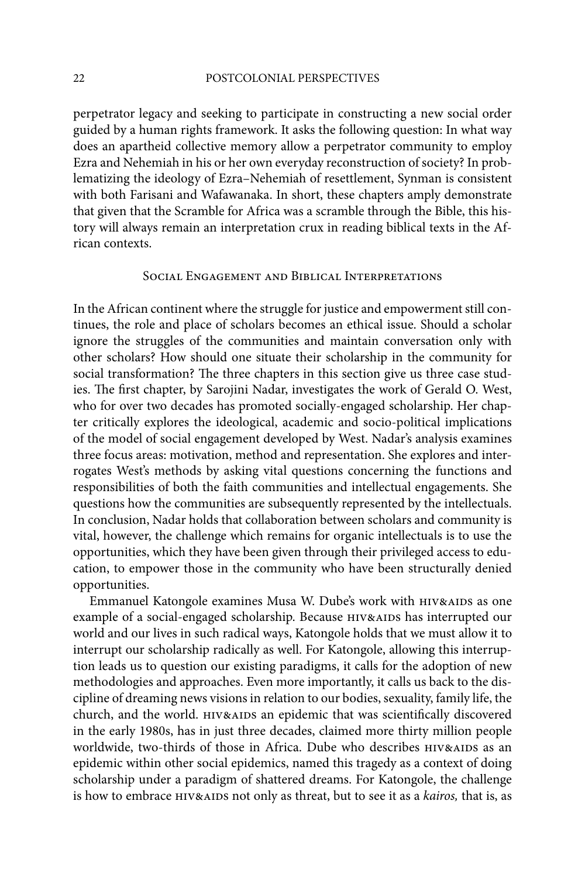perpetrator legacy and seeking to participate in constructing a new social order guided by a human rights framework. It asks the following question: In what way does an apartheid collective memory allow a perpetrator community to employ Ezra and Nehemiah in his or her own everyday reconstruction of society? In problematizing the ideology of Ezra–Nehemiah of resettlement, Synman is consistent with both Farisani and Wafawanaka. In short, these chapters amply demonstrate that given that the Scramble for Africa was a scramble through the Bible, this history will always remain an interpretation crux in reading biblical texts in the African contexts.

## Social Engagement and Biblical Interpretations

In the African continent where the struggle for justice and empowerment still continues, the role and place of scholars becomes an ethical issue. Should a scholar ignore the struggles of the communities and maintain conversation only with other scholars? How should one situate their scholarship in the community for social transformation? The three chapters in this section give us three case studies. The first chapter, by Sarojini Nadar, investigates the work of Gerald O. West, who for over two decades has promoted socially-engaged scholarship. Her chapter critically explores the ideological, academic and socio-political implications of the model of social engagement developed by West. Nadar's analysis examines three focus areas: motivation, method and representation. She explores and interrogates West's methods by asking vital questions concerning the functions and responsibilities of both the faith communities and intellectual engagements. She questions how the communities are subsequently represented by the intellectuals. In conclusion, Nadar holds that collaboration between scholars and community is vital, however, the challenge which remains for organic intellectuals is to use the opportunities, which they have been given through their privileged access to education, to empower those in the community who have been structurally denied opportunities.

Emmanuel Katongole examines Musa W. Dube's work with HIV&AIDS as one example of a social-engaged scholarship. Because HIV&AIDS has interrupted our world and our lives in such radical ways, Katongole holds that we must allow it to interrupt our scholarship radically as well. For Katongole, allowing this interruption leads us to question our existing paradigms, it calls for the adoption of new methodologies and approaches. Even more importantly, it calls us back to the discipline of dreaming news visions in relation to our bodies, sexuality, family life, the church, and the world. HIV&AIDS an epidemic that was scientifically discovered in the early 1980s, has in just three decades, claimed more thirty million people worldwide, two-thirds of those in Africa. Dube who describes HIV&AIDS as an epidemic within other social epidemics, named this tragedy as a context of doing scholarship under a paradigm of shattered dreams. For Katongole, the challenge is how to embrace HIV&AIDS not only as threat, but to see it as a *kairos,* that is, as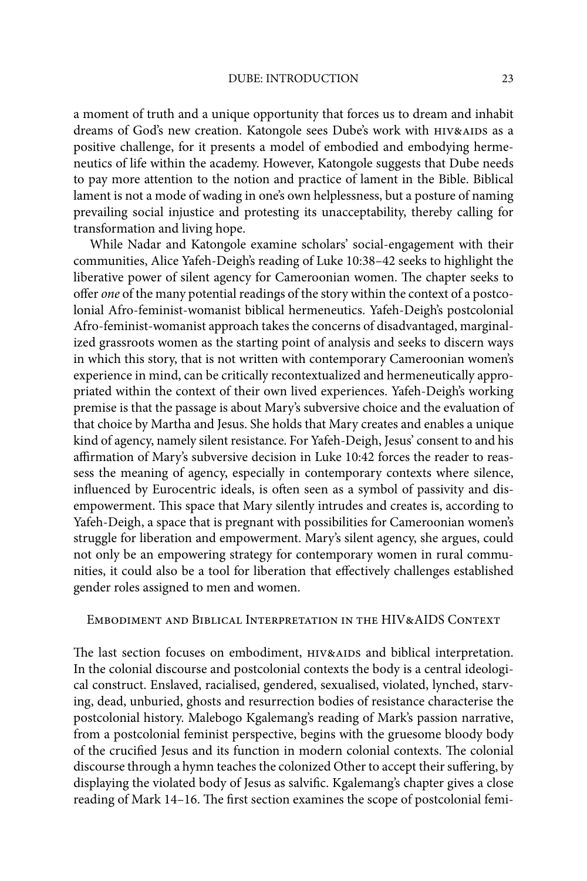a moment of truth and a unique opportunity that forces us to dream and inhabit dreams of God's new creation. Katongole sees Dube's work with HIV&AIDS as a positive challenge, for it presents a model of embodied and embodying hermeneutics of life within the academy. However, Katongole suggests that Dube needs to pay more attention to the notion and practice of lament in the Bible. Biblical lament is not a mode of wading in one's own helplessness, but a posture of naming prevailing social injustice and protesting its unacceptability, thereby calling for transformation and living hope.

While Nadar and Katongole examine scholars' social-engagement with their communities, Alice Yafeh-Deigh's reading of Luke 10:38–42 seeks to highlight the liberative power of silent agency for Cameroonian women. The chapter seeks to offer *one* of the many potential readings of the story within the context of a postcolonial Afro-feminist-womanist biblical hermeneutics. Yafeh-Deigh's postcolonial Afro-feminist-womanist approach takes the concerns of disadvantaged, marginalized grassroots women as the starting point of analysis and seeks to discern ways in which this story, that is not written with contemporary Cameroonian women's experience in mind, can be critically recontextualized and hermeneutically appropriated within the context of their own lived experiences. Yafeh-Deigh's working premise is that the passage is about Mary's subversive choice and the evaluation of that choice by Martha and Jesus. She holds that Mary creates and enables a unique kind of agency, namely silent resistance. For Yafeh-Deigh, Jesus' consent to and his affirmation of Mary's subversive decision in Luke 10:42 forces the reader to reassess the meaning of agency, especially in contemporary contexts where silence, influenced by Eurocentric ideals, is often seen as a symbol of passivity and disempowerment. This space that Mary silently intrudes and creates is, according to Yafeh-Deigh, a space that is pregnant with possibilities for Cameroonian women's struggle for liberation and empowerment. Mary's silent agency, she argues, could not only be an empowering strategy for contemporary women in rural communities, it could also be a tool for liberation that effectively challenges established gender roles assigned to men and women.

## Embodiment and Biblical Interpretation in the HIV&AIDS Context

The last section focuses on embodiment, HIV&AIDS and biblical interpretation. In the colonial discourse and postcolonial contexts the body is a central ideological construct. Enslaved, racialised, gendered, sexualised, violated, lynched, starving, dead, unburied, ghosts and resurrection bodies of resistance characterise the postcolonial history. Malebogo Kgalemang's reading of Mark's passion narrative, from a postcolonial feminist perspective, begins with the gruesome bloody body of the crucified Jesus and its function in modern colonial contexts. The colonial discourse through a hymn teaches the colonized Other to accept their suffering, by displaying the violated body of Jesus as salvific. Kgalemang's chapter gives a close reading of Mark 14–16. The first section examines the scope of postcolonial femi-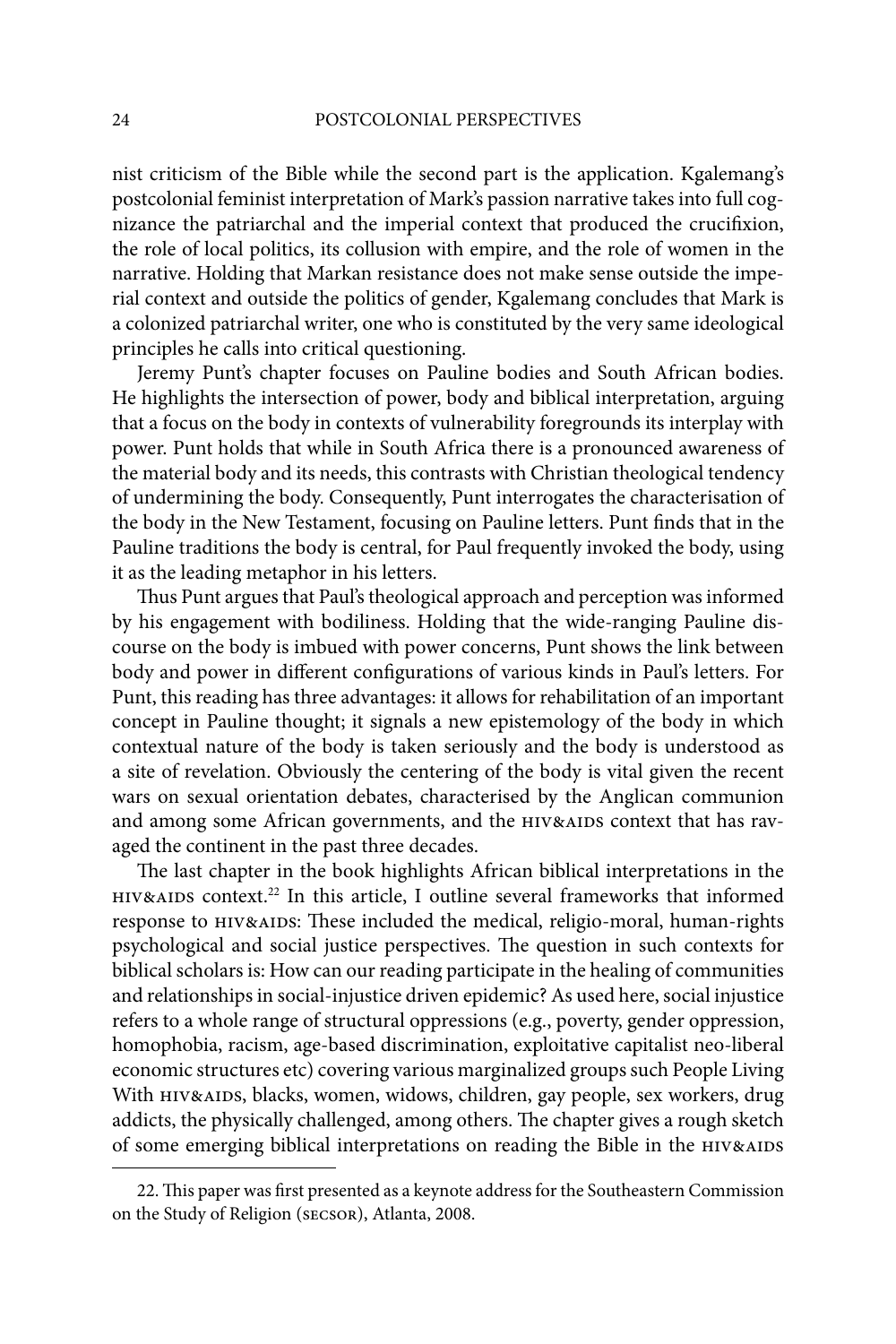nist criticism of the Bible while the second part is the application. Kgalemang's postcolonial feminist interpretation of Mark's passion narrative takes into full cognizance the patriarchal and the imperial context that produced the crucifixion, the role of local politics, its collusion with empire, and the role of women in the narrative. Holding that Markan resistance does not make sense outside the imperial context and outside the politics of gender, Kgalemang concludes that Mark is a colonized patriarchal writer, one who is constituted by the very same ideological principles he calls into critical questioning.

Jeremy Punt's chapter focuses on Pauline bodies and South African bodies. He highlights the intersection of power, body and biblical interpretation, arguing that a focus on the body in contexts of vulnerability foregrounds its interplay with power. Punt holds that while in South Africa there is a pronounced awareness of the material body and its needs, this contrasts with Christian theological tendency of undermining the body. Consequently, Punt interrogates the characterisation of the body in the New Testament, focusing on Pauline letters. Punt finds that in the Pauline traditions the body is central, for Paul frequently invoked the body, using it as the leading metaphor in his letters.

Thus Punt argues that Paul's theological approach and perception was informed by his engagement with bodiliness. Holding that the wide-ranging Pauline discourse on the body is imbued with power concerns, Punt shows the link between body and power in different configurations of various kinds in Paul's letters. For Punt, this reading has three advantages: it allows for rehabilitation of an important concept in Pauline thought; it signals a new epistemology of the body in which contextual nature of the body is taken seriously and the body is understood as a site of revelation. Obviously the centering of the body is vital given the recent wars on sexual orientation debates, characterised by the Anglican communion and among some African governments, and the HIV&AIDS context that has ravaged the continent in the past three decades.

The last chapter in the book highlights African biblical interpretations in the HIV&AIDS context.[22] In this article, I outline several frameworks that informed response to HIV&AIDS: These included the medical, religio-moral, human-rights psychological and social justice perspectives. The question in such contexts for biblical scholars is: How can our reading participate in the healing of communities and relationships in social-injustice driven epidemic? As used here, social injustice refers to a whole range of structural oppressions (e.g., poverty, gender oppression, homophobia, racism, age-based discrimination, exploitative capitalist neo-liberal economic structures etc) covering various marginalized groups such People Living With HIV&AIDS, blacks, women, widows, children, gay people, sex workers, drug addicts, the physically challenged, among others. The chapter gives a rough sketch of some emerging biblical interpretations on reading the Bible in the HIV&AIDS

---

22. This paper was first presented as a keynote address for the Southeastern Commission on the Study of Religion (SECSOR), Atlanta, 2008.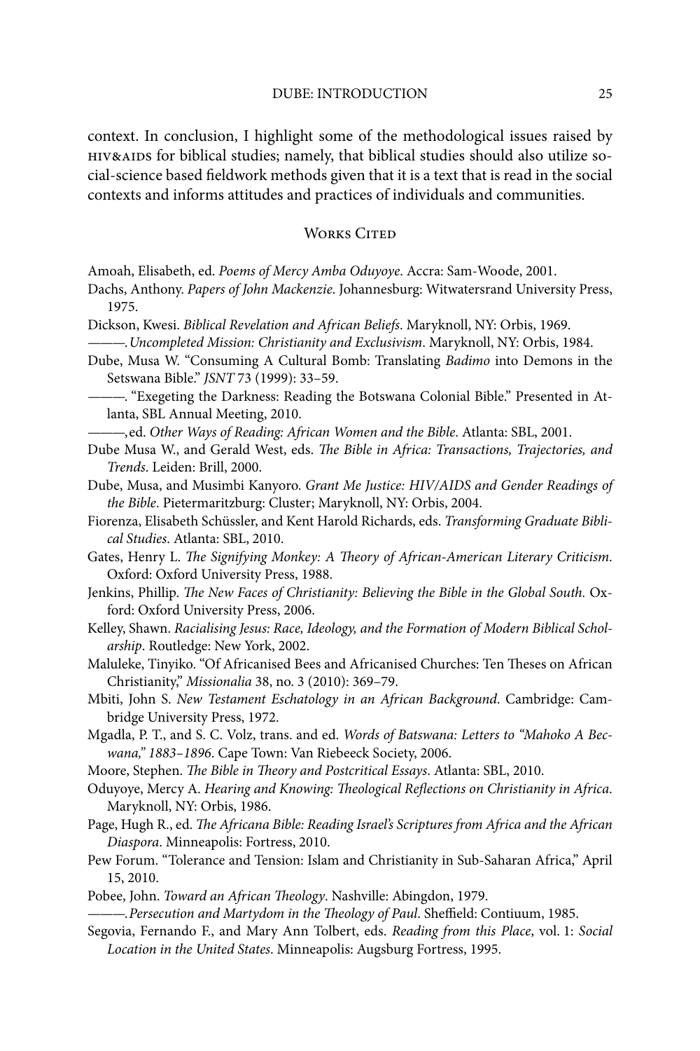context. In conclusion, I highlight some of the methodological issues raised by HIV&AIDS for biblical studies; namely, that biblical studies should also utilize social-science based fieldwork methods given that it is a text that is read in the social contexts and informs attitudes and practices of individuals and communities.

## Works Cited

Amoah, Elisabeth, ed. *Poems of Mercy Amba Oduyoye*. Accra: Sam-Woode, 2001.

Dachs, Anthony. *Papers of John Mackenzie*. Johannesburg: Witwatersrand University Press, 1975.

Dickson, Kwesi. *Biblical Revelation and African Beliefs*. Maryknoll, NY: Orbis, 1969.

———. *Uncompleted Mission: Christianity and Exclusivism*. Maryknoll, NY: Orbis, 1984.

Dube, Musa W. "Consuming A Cultural Bomb: Translating *Badimo* into Demons in the Setswana Bible." *JSNT* 73 (1999): 33–59.

———. "Exegeting the Darkness: Reading the Botswana Colonial Bible." Presented in Atlanta, SBL Annual Meeting, 2010.

———, ed. *Other Ways of Reading: African Women and the Bible*. Atlanta: SBL, 2001.

Dube Musa W., and Gerald West, eds. *The Bible in Africa: Transactions, Trajectories, and Trends*. Leiden: Brill, 2000.

Dube, Musa, and Musimbi Kanyoro. *Grant Me Justice: HIV/AIDS and Gender Readings of the Bible*. Pietermaritzburg: Cluster; Maryknoll, NY: Orbis, 2004.

Fiorenza, Elisabeth Schüssler, and Kent Harold Richards, eds. *Transforming Graduate Biblical Studies*. Atlanta: SBL, 2010.

Gates, Henry L. *The Signifying Monkey: A Theory of African-American Literary Criticism*. Oxford: Oxford University Press, 1988.

Jenkins, Phillip. *The New Faces of Christianity: Believing the Bible in the Global South*. Oxford: Oxford University Press, 2006.

Kelley, Shawn. *Racialising Jesus: Race, Ideology, and the Formation of Modern Biblical Scholarship*. Routledge: New York, 2002.

Maluleke, Tinyiko. "Of Africanised Bees and Africanised Churches: Ten Theses on African Christianity," *Missionalia* 38, no. 3 (2010): 369–79.

Mbiti, John S. *New Testament Eschatology in an African Background*. Cambridge: Cambridge University Press, 1972.

Mgadla, P. T., and S. C. Volz, trans. and ed. *Words of Batswana: Letters to "Mahoko A Becwana," 1883–1896*. Cape Town: Van Riebeeck Society, 2006.

Moore, Stephen. *The Bible in Theory and Postcritical Essays*. Atlanta: SBL, 2010.

Oduyoye, Mercy A. *Hearing and Knowing: Theological Reflections on Christianity in Africa*. Maryknoll, NY: Orbis, 1986.

Page, Hugh R., ed. *The Africana Bible: Reading Israel's Scriptures from Africa and the African Diaspora*. Minneapolis: Fortress, 2010.

Pew Forum. "Tolerance and Tension: Islam and Christianity in Sub-Saharan Africa," April 15, 2010.

Pobee, John. *Toward an African Theology*. Nashville: Abingdon, 1979.

———. *Persecution and Martydom in the Theology of Paul*. Sheffield: Contiuum, 1985.

Segovia, Fernando F., and Mary Ann Tolbert, eds. *Reading from this Place*, vol. 1: *Social Location in the United States*. Minneapolis: Augsburg Fortress, 1995.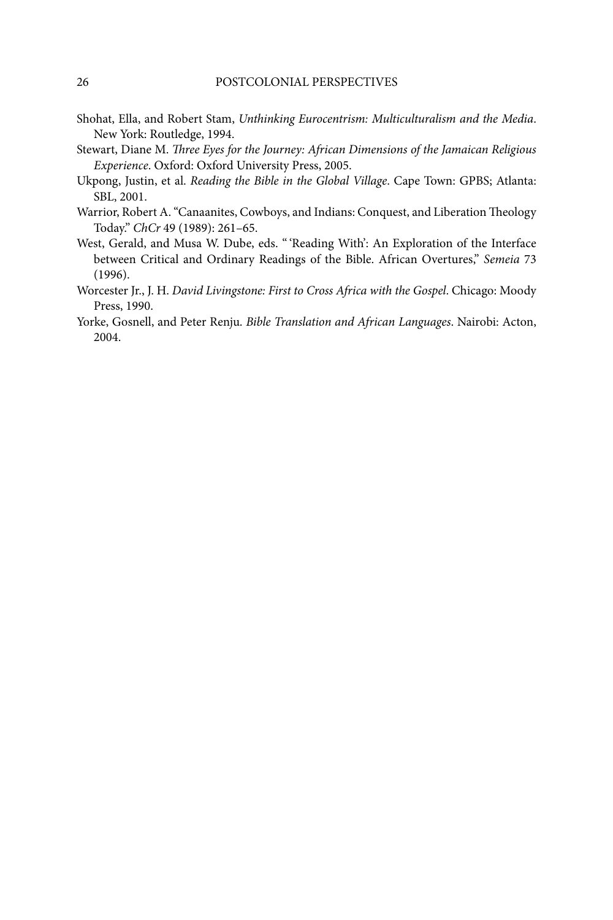Shohat, Ella, and Robert Stam, *Unthinking Eurocentrism: Multiculturalism and the Media*. New York: Routledge, 1994.

Stewart, Diane M. *Three Eyes for the Journey: African Dimensions of the Jamaican Religious Experience*. Oxford: Oxford University Press, 2005.

Ukpong, Justin, et al. *Reading the Bible in the Global Village*. Cape Town: GPBS; Atlanta: SBL, 2001.

Warrior, Robert A. "Canaanites, Cowboys, and Indians: Conquest, and Liberation Theology Today." *ChCr* 49 (1989): 261–65.

West, Gerald, and Musa W. Dube, eds. " 'Reading With': An Exploration of the Interface between Critical and Ordinary Readings of the Bible. African Overtures," *Semeia* 73 (1996).

Worcester Jr., J. H. *David Livingstone: First to Cross Africa with the Gospel*. Chicago: Moody Press, 1990.

Yorke, Gosnell, and Peter Renju. *Bible Translation and African Languages*. Nairobi: Acton, 2004.